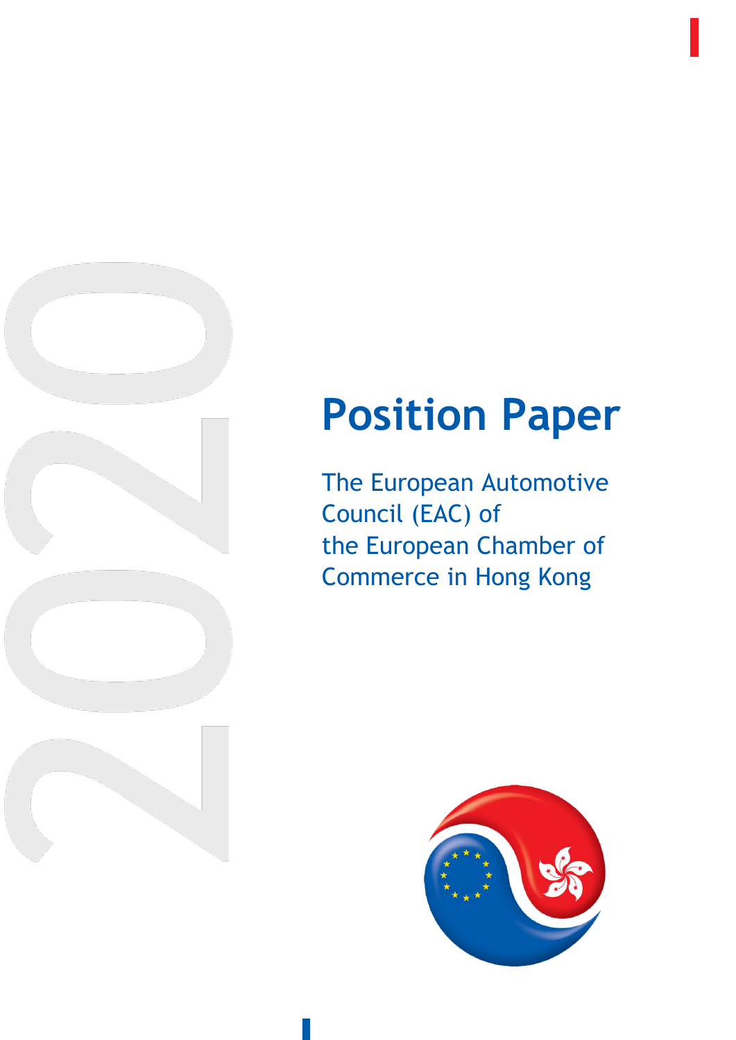2020

# Position Paper

The European Automotive Council (EAC) of the European Chamber of Commerce in Hong Kong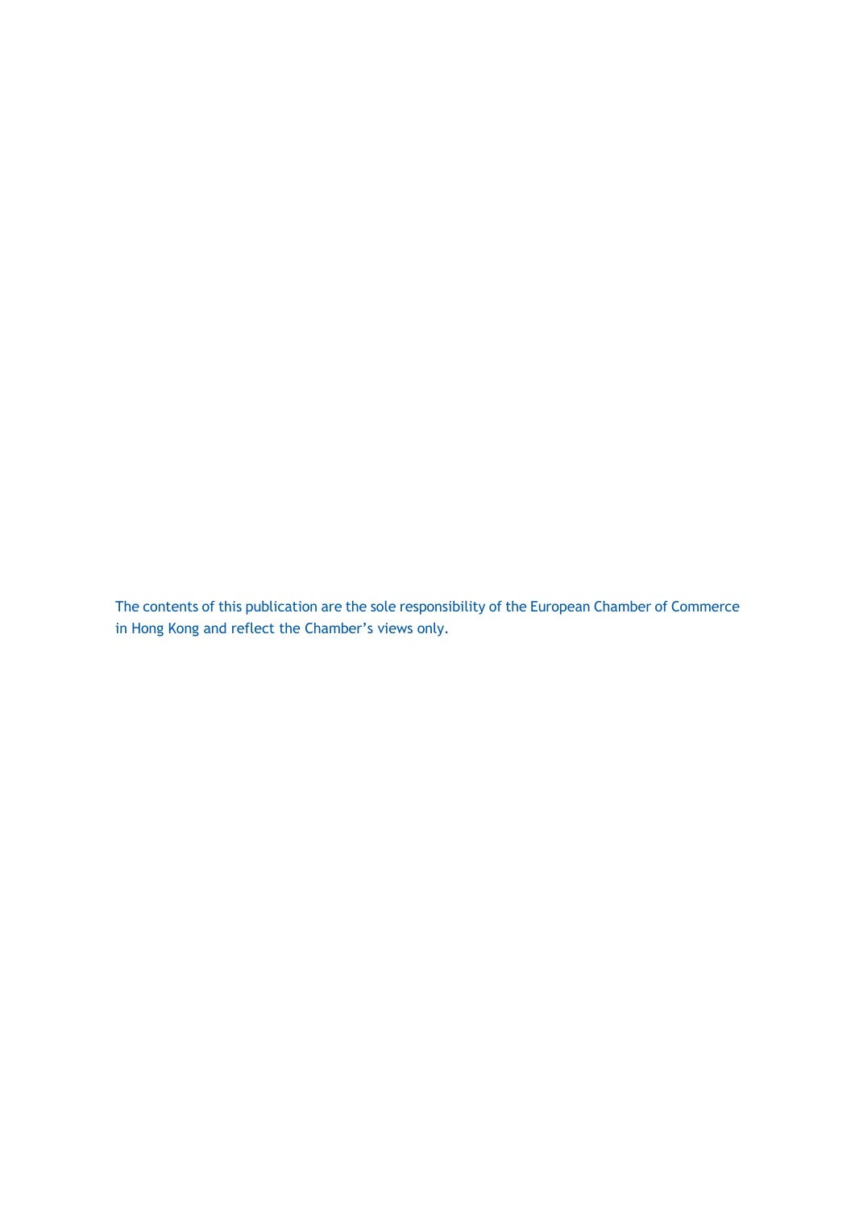The contents of this publication are the sole responsibility of the European Chamber of Commerce in Hong Kong and reflect the Chamber’s views only.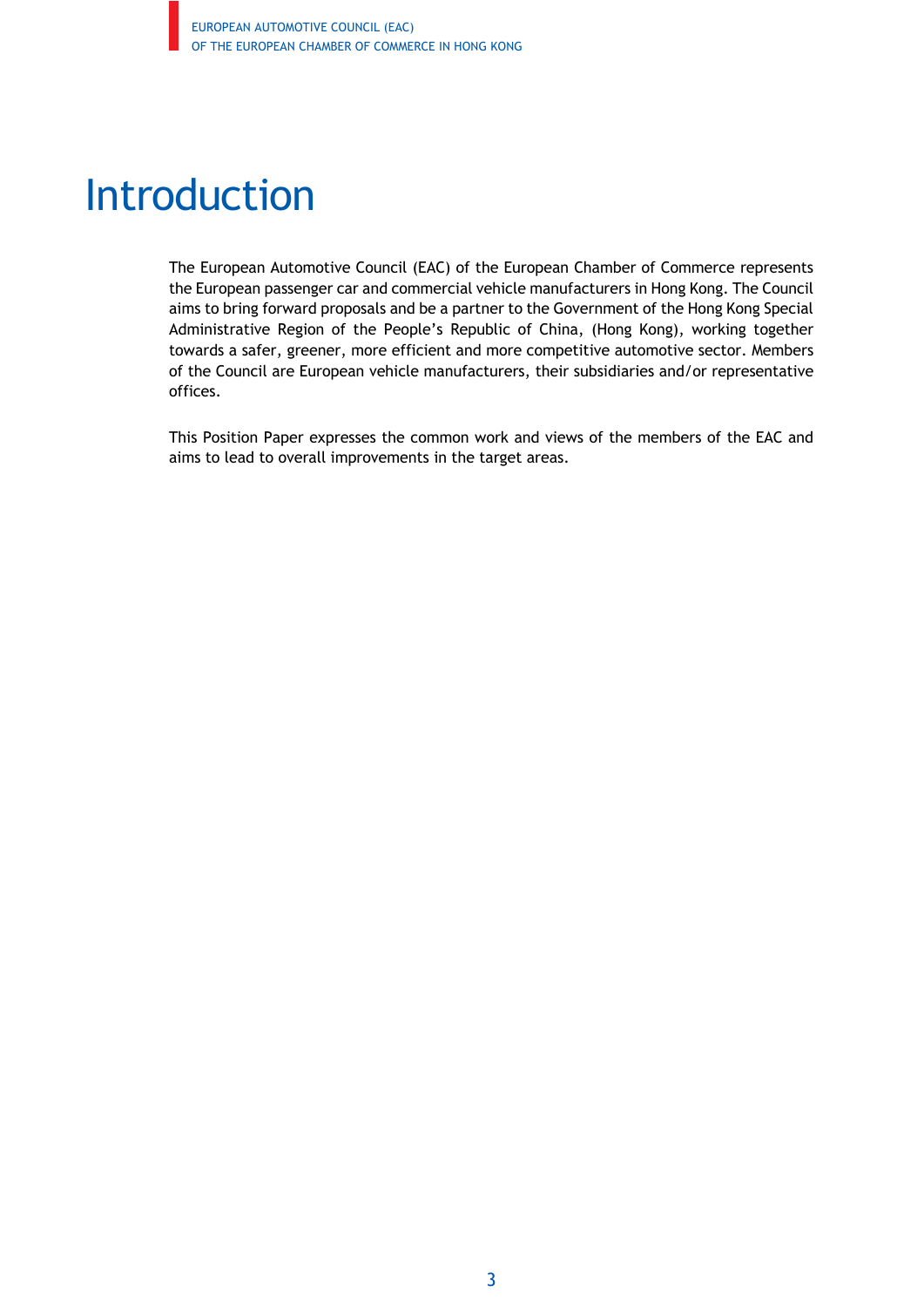# Introduction

The European Automotive Council (EAC) of the European Chamber of Commerce represents the European passenger car and commercial vehicle manufacturers in Hong Kong. The Council aims to bring forward proposals and be a partner to the Government of the Hong Kong Special Administrative Region of the People's Republic of China, (Hong Kong), working together towards a safer, greener, more efficient and more competitive automotive sector. Members of the Council are European vehicle manufacturers, their subsidiaries and/or representative offices.

This Position Paper expresses the common work and views of the members of the EAC and aims to lead to overall improvements in the target areas.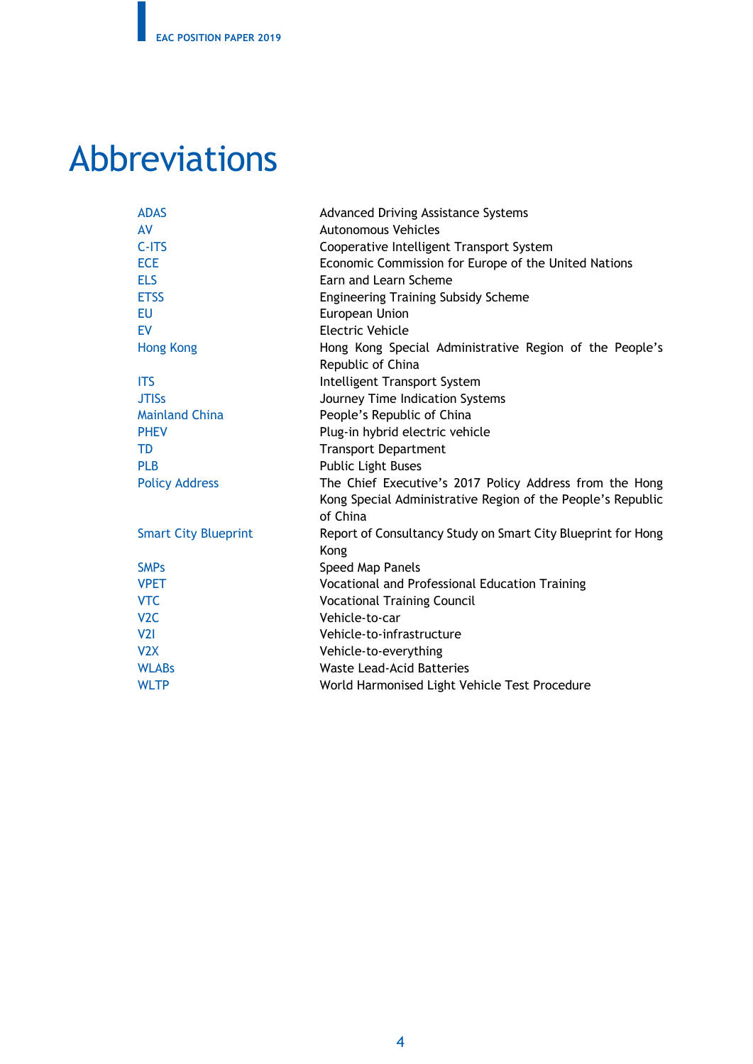# Abbreviations

| | |
|---|---|
| ADAS | Advanced Driving Assistance Systems |
| AV | Autonomous Vehicles |
| C-ITS | Cooperative Intelligent Transport System |
| ECE | Economic Commission for Europe of the United Nations |
| ELS | Earn and Learn Scheme |
| ETSS | Engineering Training Subsidy Scheme |
| EU | European Union |
| EV | Electric Vehicle |
| Hong Kong | Hong Kong Special Administrative Region of the People's Republic of China |
| ITS | Intelligent Transport System |
| JTISs | Journey Time Indication Systems |
| Mainland China | People's Republic of China |
| PHEV | Plug-in hybrid electric vehicle |
| TD | Transport Department |
| PLB | Public Light Buses |
| Policy Address | The Chief Executive's 2017 Policy Address from the Hong Kong Special Administrative Region of the People's Republic of China |
| Smart City Blueprint | Report of Consultancy Study on Smart City Blueprint for Hong Kong |
| SMPs | Speed Map Panels |
| VPET | Vocational and Professional Education Training |
| VTC | Vocational Training Council |
| V2C | Vehicle-to-car |
| V2I | Vehicle-to-infrastructure |
| V2X | Vehicle-to-everything |
| WLABs | Waste Lead-Acid Batteries |
| WLTP | World Harmonised Light Vehicle Test Procedure |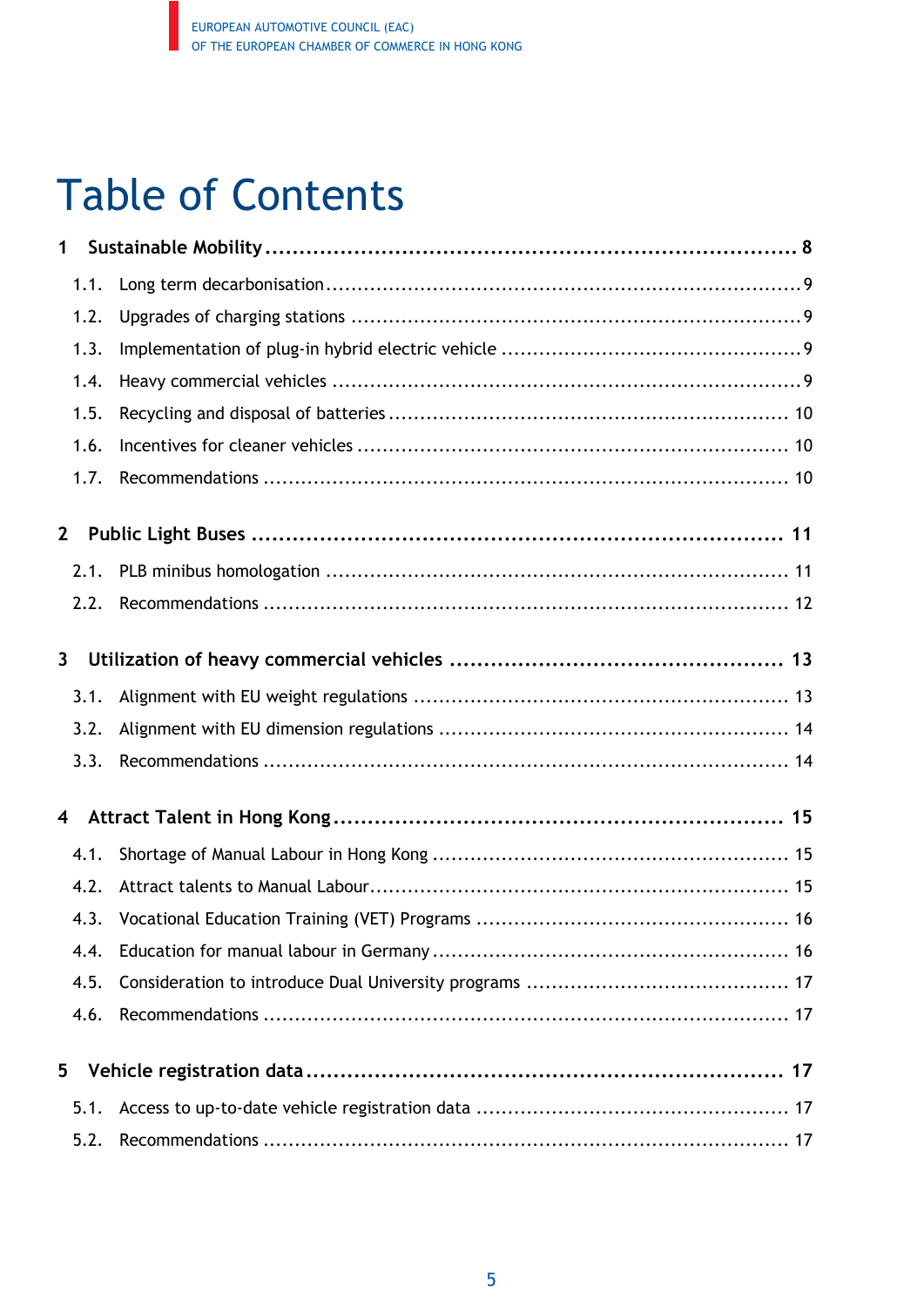# Table of Contents

**1 Sustainable Mobility ... 8**

- 1.1. Long term decarbonisation ... 9
- 1.2. Upgrades of charging stations ... 9
- 1.3. Implementation of plug-in hybrid electric vehicle ... 9
- 1.4. Heavy commercial vehicles ... 9
- 1.5. Recycling and disposal of batteries ... 10
- 1.6. Incentives for cleaner vehicles ... 10
- 1.7. Recommendations ... 10

**2 Public Light Buses ... 11**

- 2.1. PLB minibus homologation ... 11
- 2.2. Recommendations ... 12

**3 Utilization of heavy commercial vehicles ... 13**

- 3.1. Alignment with EU weight regulations ... 13
- 3.2. Alignment with EU dimension regulations ... 14
- 3.3. Recommendations ... 14

**4 Attract Talent in Hong Kong ... 15**

- 4.1. Shortage of Manual Labour in Hong Kong ... 15
- 4.2. Attract talents to Manual Labour ... 15
- 4.3. Vocational Education Training (VET) Programs ... 16
- 4.4. Education for manual labour in Germany ... 16
- 4.5. Consideration to introduce Dual University programs ... 17
- 4.6. Recommendations ... 17

**5 Vehicle registration data ... 17**

- 5.1. Access to up-to-date vehicle registration data ... 17
- 5.2. Recommendations ... 17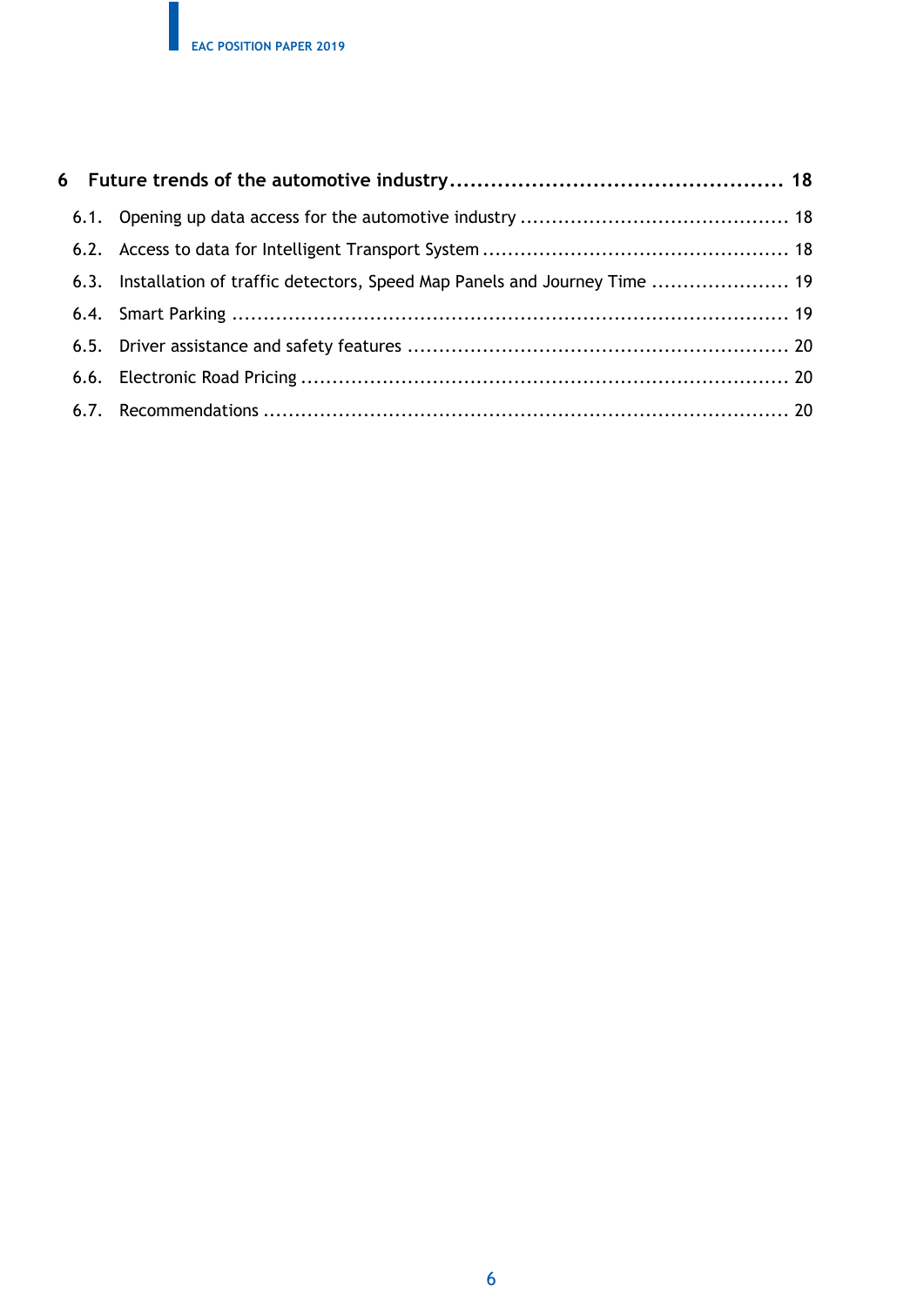**6 Future trends of the automotive industry ........................................ 18**

6.1. Opening up data access for the automotive industry ........................................ 18

6.2. Access to data for Intelligent Transport System ........................................ 18

6.3. Installation of traffic detectors, Speed Map Panels and Journey Time ........................................ 19

6.4. Smart Parking ........................................ 19

6.5. Driver assistance and safety features ........................................ 20

6.6. Electronic Road Pricing ........................................ 20

6.7. Recommendations ........................................ 20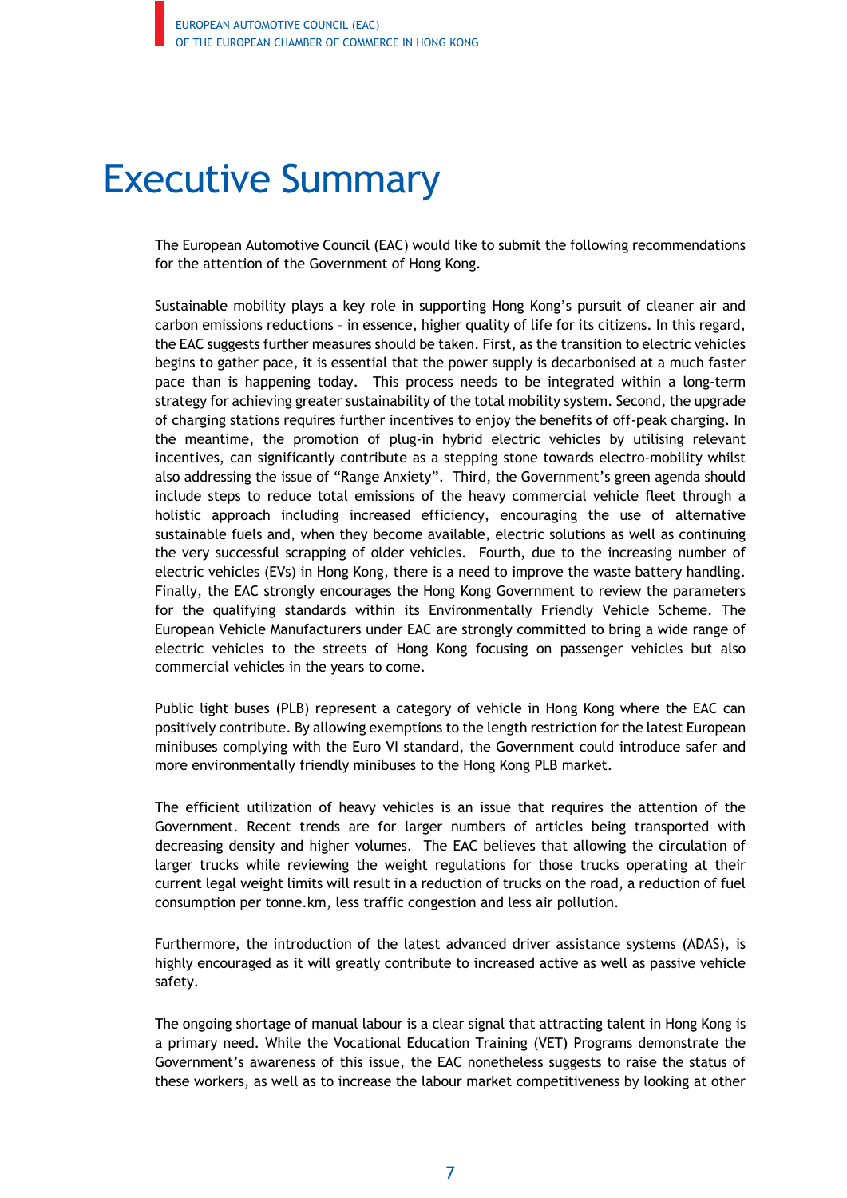# Executive Summary

The European Automotive Council (EAC) would like to submit the following recommendations for the attention of the Government of Hong Kong.

Sustainable mobility plays a key role in supporting Hong Kong's pursuit of cleaner air and carbon emissions reductions – in essence, higher quality of life for its citizens. In this regard, the EAC suggests further measures should be taken. First, as the transition to electric vehicles begins to gather pace, it is essential that the power supply is decarbonised at a much faster pace than is happening today. This process needs to be integrated within a long-term strategy for achieving greater sustainability of the total mobility system. Second, the upgrade of charging stations requires further incentives to enjoy the benefits of off-peak charging. In the meantime, the promotion of plug-in hybrid electric vehicles by utilising relevant incentives, can significantly contribute as a stepping stone towards electro-mobility whilst also addressing the issue of "Range Anxiety". Third, the Government's green agenda should include steps to reduce total emissions of the heavy commercial vehicle fleet through a holistic approach including increased efficiency, encouraging the use of alternative sustainable fuels and, when they become available, electric solutions as well as continuing the very successful scrapping of older vehicles. Fourth, due to the increasing number of electric vehicles (EVs) in Hong Kong, there is a need to improve the waste battery handling. Finally, the EAC strongly encourages the Hong Kong Government to review the parameters for the qualifying standards within its Environmentally Friendly Vehicle Scheme. The European Vehicle Manufacturers under EAC are strongly committed to bring a wide range of electric vehicles to the streets of Hong Kong focusing on passenger vehicles but also commercial vehicles in the years to come.

Public light buses (PLB) represent a category of vehicle in Hong Kong where the EAC can positively contribute. By allowing exemptions to the length restriction for the latest European minibuses complying with the Euro VI standard, the Government could introduce safer and more environmentally friendly minibuses to the Hong Kong PLB market.

The efficient utilization of heavy vehicles is an issue that requires the attention of the Government. Recent trends are for larger numbers of articles being transported with decreasing density and higher volumes. The EAC believes that allowing the circulation of larger trucks while reviewing the weight regulations for those trucks operating at their current legal weight limits will result in a reduction of trucks on the road, a reduction of fuel consumption per tonne.km, less traffic congestion and less air pollution.

Furthermore, the introduction of the latest advanced driver assistance systems (ADAS), is highly encouraged as it will greatly contribute to increased active as well as passive vehicle safety.

The ongoing shortage of manual labour is a clear signal that attracting talent in Hong Kong is a primary need. While the Vocational Education Training (VET) Programs demonstrate the Government's awareness of this issue, the EAC nonetheless suggests to raise the status of these workers, as well as to increase the labour market competitiveness by looking at other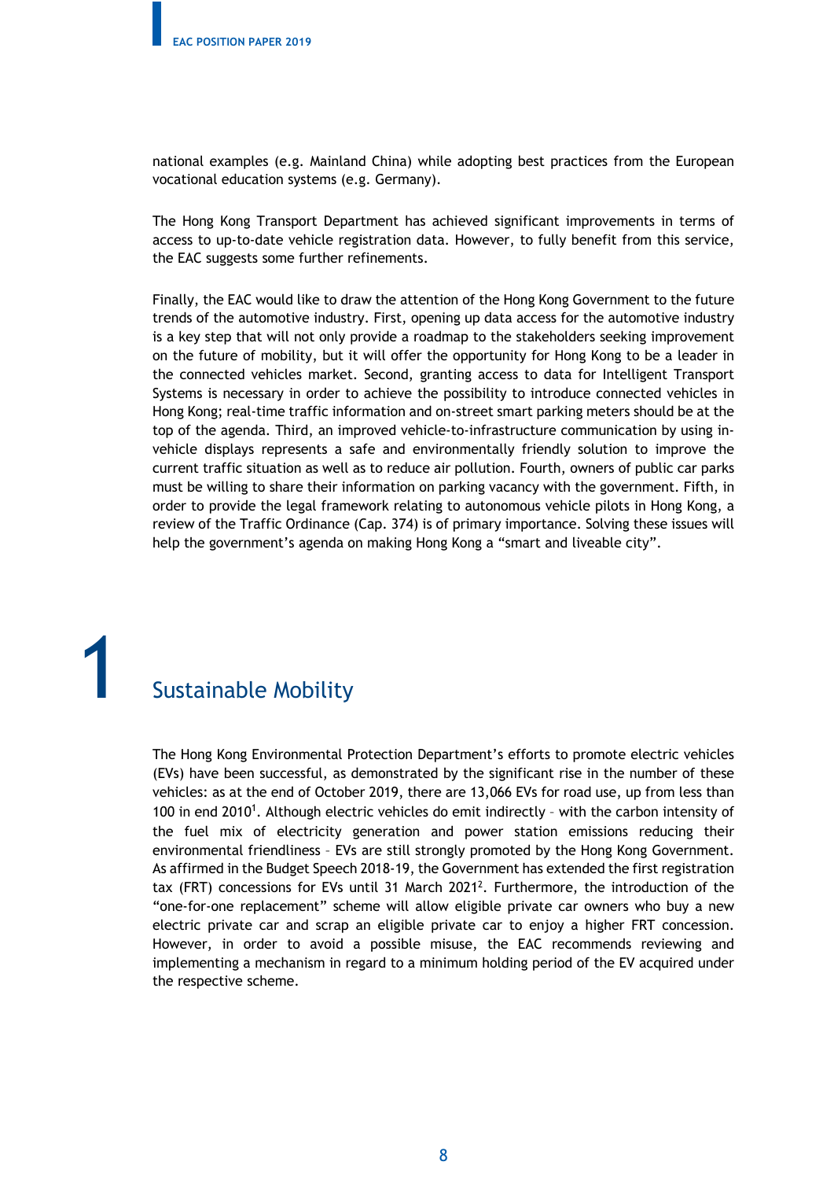national examples (e.g. Mainland China) while adopting best practices from the European vocational education systems (e.g. Germany).

The Hong Kong Transport Department has achieved significant improvements in terms of access to up-to-date vehicle registration data. However, to fully benefit from this service, the EAC suggests some further refinements.

Finally, the EAC would like to draw the attention of the Hong Kong Government to the future trends of the automotive industry. First, opening up data access for the automotive industry is a key step that will not only provide a roadmap to the stakeholders seeking improvement on the future of mobility, but it will offer the opportunity for Hong Kong to be a leader in the connected vehicles market. Second, granting access to data for Intelligent Transport Systems is necessary in order to achieve the possibility to introduce connected vehicles in Hong Kong; real-time traffic information and on-street smart parking meters should be at the top of the agenda. Third, an improved vehicle-to-infrastructure communication by using in-vehicle displays represents a safe and environmentally friendly solution to improve the current traffic situation as well as to reduce air pollution. Fourth, owners of public car parks must be willing to share their information on parking vacancy with the government. Fifth, in order to provide the legal framework relating to autonomous vehicle pilots in Hong Kong, a review of the Traffic Ordinance (Cap. 374) is of primary importance. Solving these issues will help the government's agenda on making Hong Kong a "smart and liveable city".

# 1 Sustainable Mobility

The Hong Kong Environmental Protection Department's efforts to promote electric vehicles (EVs) have been successful, as demonstrated by the significant rise in the number of these vehicles: as at the end of October 2019, there are 13,066 EVs for road use, up from less than 100 in end 2010[1]. Although electric vehicles do emit indirectly – with the carbon intensity of the fuel mix of electricity generation and power station emissions reducing their environmental friendliness – EVs are still strongly promoted by the Hong Kong Government. As affirmed in the Budget Speech 2018-19, the Government has extended the first registration tax (FRT) concessions for EVs until 31 March 2021[2]. Furthermore, the introduction of the "one-for-one replacement" scheme will allow eligible private car owners who buy a new electric private car and scrap an eligible private car to enjoy a higher FRT concession. However, in order to avoid a possible misuse, the EAC recommends reviewing and implementing a mechanism in regard to a minimum holding period of the EV acquired under the respective scheme.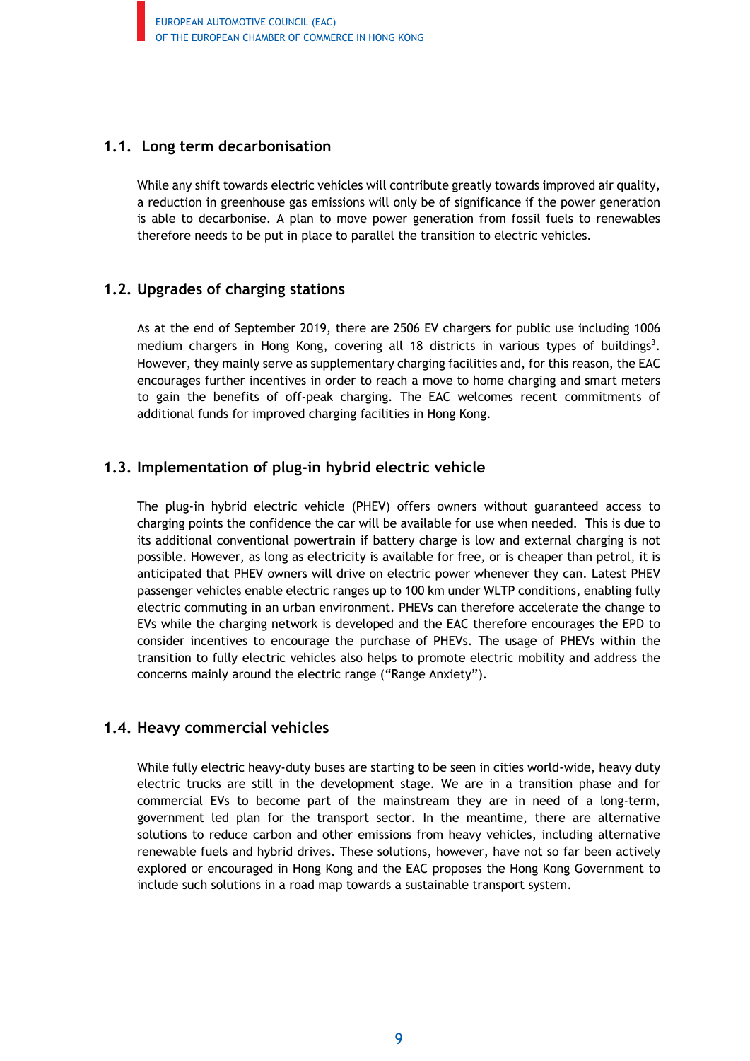## 1.1. Long term decarbonisation

While any shift towards electric vehicles will contribute greatly towards improved air quality, a reduction in greenhouse gas emissions will only be of significance if the power generation is able to decarbonise. A plan to move power generation from fossil fuels to renewables therefore needs to be put in place to parallel the transition to electric vehicles.

## 1.2. Upgrades of charging stations

As at the end of September 2019, there are 2506 EV chargers for public use including 1006 medium chargers in Hong Kong, covering all 18 districts in various types of buildings[3]. However, they mainly serve as supplementary charging facilities and, for this reason, the EAC encourages further incentives in order to reach a move to home charging and smart meters to gain the benefits of off-peak charging. The EAC welcomes recent commitments of additional funds for improved charging facilities in Hong Kong.

## 1.3. Implementation of plug-in hybrid electric vehicle

The plug-in hybrid electric vehicle (PHEV) offers owners without guaranteed access to charging points the confidence the car will be available for use when needed. This is due to its additional conventional powertrain if battery charge is low and external charging is not possible. However, as long as electricity is available for free, or is cheaper than petrol, it is anticipated that PHEV owners will drive on electric power whenever they can. Latest PHEV passenger vehicles enable electric ranges up to 100 km under WLTP conditions, enabling fully electric commuting in an urban environment. PHEVs can therefore accelerate the change to EVs while the charging network is developed and the EAC therefore encourages the EPD to consider incentives to encourage the purchase of PHEVs. The usage of PHEVs within the transition to fully electric vehicles also helps to promote electric mobility and address the concerns mainly around the electric range ("Range Anxiety").

## 1.4. Heavy commercial vehicles

While fully electric heavy-duty buses are starting to be seen in cities world-wide, heavy duty electric trucks are still in the development stage. We are in a transition phase and for commercial EVs to become part of the mainstream they are in need of a long-term, government led plan for the transport sector. In the meantime, there are alternative solutions to reduce carbon and other emissions from heavy vehicles, including alternative renewable fuels and hybrid drives. These solutions, however, have not so far been actively explored or encouraged in Hong Kong and the EAC proposes the Hong Kong Government to include such solutions in a road map towards a sustainable transport system.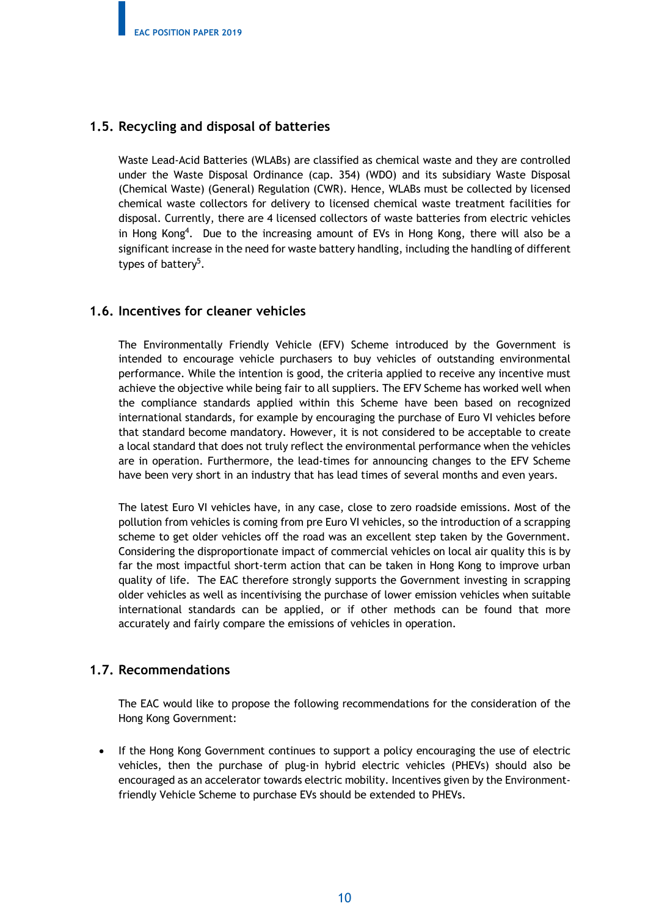## 1.5. Recycling and disposal of batteries

Waste Lead-Acid Batteries (WLABs) are classified as chemical waste and they are controlled under the Waste Disposal Ordinance (cap. 354) (WDO) and its subsidiary Waste Disposal (Chemical Waste) (General) Regulation (CWR). Hence, WLABs must be collected by licensed chemical waste collectors for delivery to licensed chemical waste treatment facilities for disposal. Currently, there are 4 licensed collectors of waste batteries from electric vehicles in Hong Kong[4]. Due to the increasing amount of EVs in Hong Kong, there will also be a significant increase in the need for waste battery handling, including the handling of different types of battery[5].

## 1.6. Incentives for cleaner vehicles

The Environmentally Friendly Vehicle (EFV) Scheme introduced by the Government is intended to encourage vehicle purchasers to buy vehicles of outstanding environmental performance. While the intention is good, the criteria applied to receive any incentive must achieve the objective while being fair to all suppliers. The EFV Scheme has worked well when the compliance standards applied within this Scheme have been based on recognized international standards, for example by encouraging the purchase of Euro VI vehicles before that standard become mandatory. However, it is not considered to be acceptable to create a local standard that does not truly reflect the environmental performance when the vehicles are in operation. Furthermore, the lead-times for announcing changes to the EFV Scheme have been very short in an industry that has lead times of several months and even years.

The latest Euro VI vehicles have, in any case, close to zero roadside emissions. Most of the pollution from vehicles is coming from pre Euro VI vehicles, so the introduction of a scrapping scheme to get older vehicles off the road was an excellent step taken by the Government. Considering the disproportionate impact of commercial vehicles on local air quality this is by far the most impactful short-term action that can be taken in Hong Kong to improve urban quality of life. The EAC therefore strongly supports the Government investing in scrapping older vehicles as well as incentivising the purchase of lower emission vehicles when suitable international standards can be applied, or if other methods can be found that more accurately and fairly compare the emissions of vehicles in operation.

## 1.7. Recommendations

The EAC would like to propose the following recommendations for the consideration of the Hong Kong Government:

- If the Hong Kong Government continues to support a policy encouraging the use of electric vehicles, then the purchase of plug-in hybrid electric vehicles (PHEVs) should also be encouraged as an accelerator towards electric mobility. Incentives given by the Environment-friendly Vehicle Scheme to purchase EVs should be extended to PHEVs.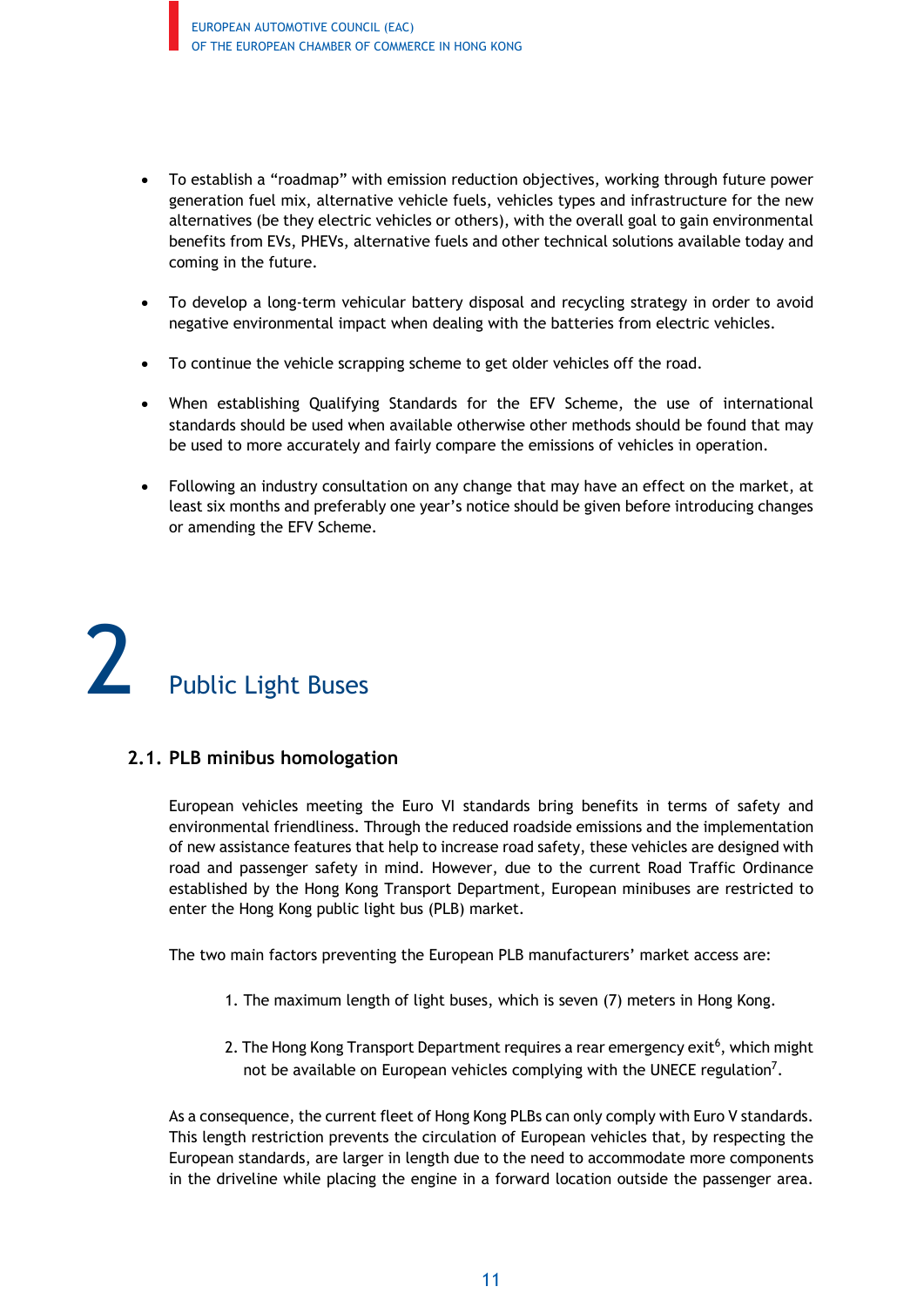- To establish a “roadmap” with emission reduction objectives, working through future power generation fuel mix, alternative vehicle fuels, vehicles types and infrastructure for the new alternatives (be they electric vehicles or others), with the overall goal to gain environmental benefits from EVs, PHEVs, alternative fuels and other technical solutions available today and coming in the future.

- To develop a long-term vehicular battery disposal and recycling strategy in order to avoid negative environmental impact when dealing with the batteries from electric vehicles.

- To continue the vehicle scrapping scheme to get older vehicles off the road.

- When establishing Qualifying Standards for the EFV Scheme, the use of international standards should be used when available otherwise other methods should be found that may be used to more accurately and fairly compare the emissions of vehicles in operation.

- Following an industry consultation on any change that may have an effect on the market, at least six months and preferably one year’s notice should be given before introducing changes or amending the EFV Scheme.

# 2 Public Light Buses

## 2.1. PLB minibus homologation

European vehicles meeting the Euro VI standards bring benefits in terms of safety and environmental friendliness. Through the reduced roadside emissions and the implementation of new assistance features that help to increase road safety, these vehicles are designed with road and passenger safety in mind. However, due to the current Road Traffic Ordinance established by the Hong Kong Transport Department, European minibuses are restricted to enter the Hong Kong public light bus (PLB) market.

The two main factors preventing the European PLB manufacturers’ market access are:

1. The maximum length of light buses, which is seven (7) meters in Hong Kong.

2. The Hong Kong Transport Department requires a rear emergency exit[6], which might not be available on European vehicles complying with the UNECE regulation[7].

As a consequence, the current fleet of Hong Kong PLBs can only comply with Euro V standards. This length restriction prevents the circulation of European vehicles that, by respecting the European standards, are larger in length due to the need to accommodate more components in the driveline while placing the engine in a forward location outside the passenger area.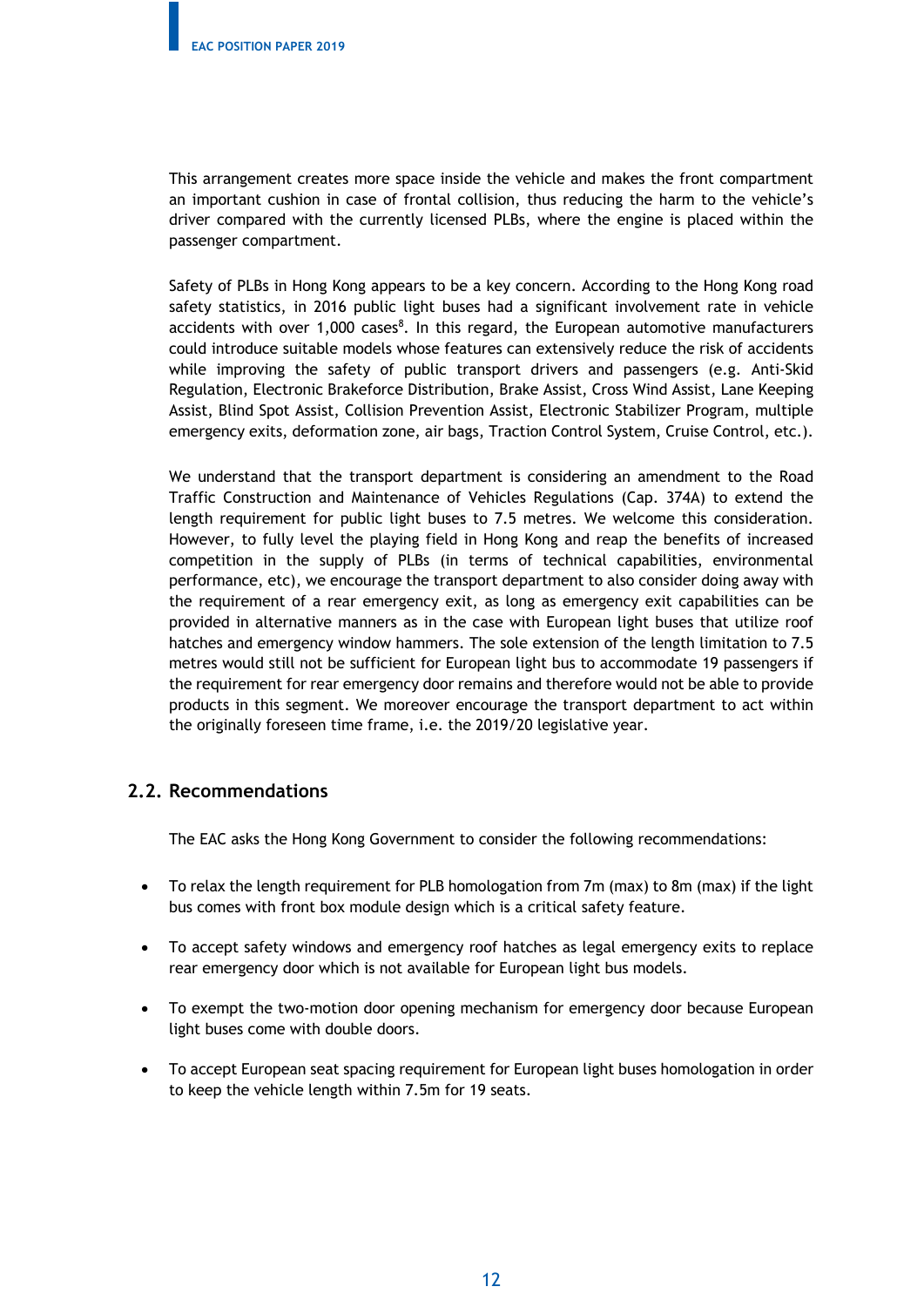This arrangement creates more space inside the vehicle and makes the front compartment an important cushion in case of frontal collision, thus reducing the harm to the vehicle's driver compared with the currently licensed PLBs, where the engine is placed within the passenger compartment.

Safety of PLBs in Hong Kong appears to be a key concern. According to the Hong Kong road safety statistics, in 2016 public light buses had a significant involvement rate in vehicle accidents with over 1,000 cases[8]. In this regard, the European automotive manufacturers could introduce suitable models whose features can extensively reduce the risk of accidents while improving the safety of public transport drivers and passengers (e.g. Anti-Skid Regulation, Electronic Brakeforce Distribution, Brake Assist, Cross Wind Assist, Lane Keeping Assist, Blind Spot Assist, Collision Prevention Assist, Electronic Stabilizer Program, multiple emergency exits, deformation zone, air bags, Traction Control System, Cruise Control, etc.).

We understand that the transport department is considering an amendment to the Road Traffic Construction and Maintenance of Vehicles Regulations (Cap. 374A) to extend the length requirement for public light buses to 7.5 metres. We welcome this consideration. However, to fully level the playing field in Hong Kong and reap the benefits of increased competition in the supply of PLBs (in terms of technical capabilities, environmental performance, etc), we encourage the transport department to also consider doing away with the requirement of a rear emergency exit, as long as emergency exit capabilities can be provided in alternative manners as in the case with European light buses that utilize roof hatches and emergency window hammers. The sole extension of the length limitation to 7.5 metres would still not be sufficient for European light bus to accommodate 19 passengers if the requirement for rear emergency door remains and therefore would not be able to provide products in this segment. We moreover encourage the transport department to act within the originally foreseen time frame, i.e. the 2019/20 legislative year.

## 2.2. Recommendations

The EAC asks the Hong Kong Government to consider the following recommendations:

- To relax the length requirement for PLB homologation from 7m (max) to 8m (max) if the light bus comes with front box module design which is a critical safety feature.
- To accept safety windows and emergency roof hatches as legal emergency exits to replace rear emergency door which is not available for European light bus models.
- To exempt the two-motion door opening mechanism for emergency door because European light buses come with double doors.
- To accept European seat spacing requirement for European light buses homologation in order to keep the vehicle length within 7.5m for 19 seats.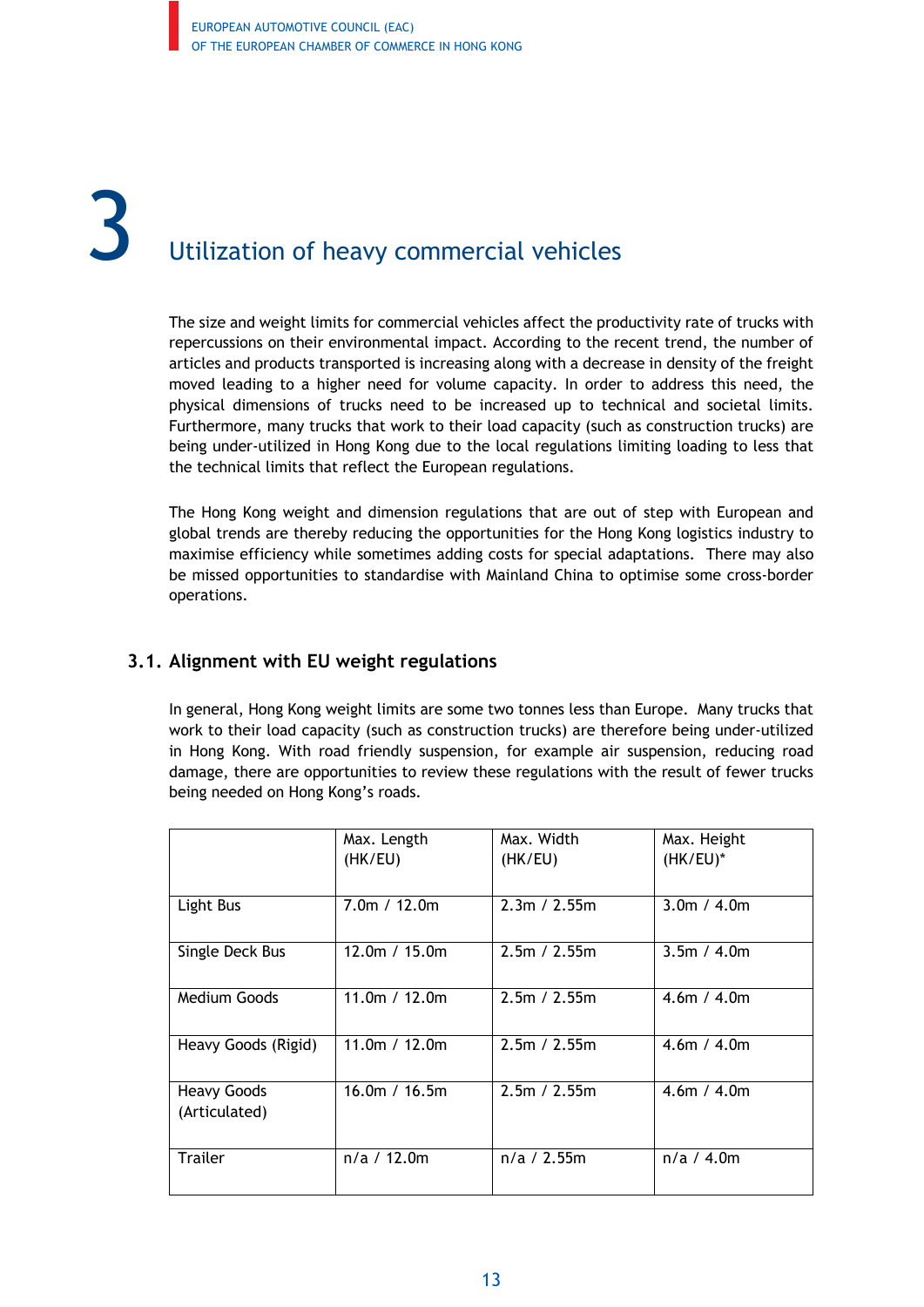# 3 Utilization of heavy commercial vehicles

The size and weight limits for commercial vehicles affect the productivity rate of trucks with repercussions on their environmental impact. According to the recent trend, the number of articles and products transported is increasing along with a decrease in density of the freight moved leading to a higher need for volume capacity. In order to address this need, the physical dimensions of trucks need to be increased up to technical and societal limits. Furthermore, many trucks that work to their load capacity (such as construction trucks) are being under-utilized in Hong Kong due to the local regulations limiting loading to less that the technical limits that reflect the European regulations.

The Hong Kong weight and dimension regulations that are out of step with European and global trends are thereby reducing the opportunities for the Hong Kong logistics industry to maximise efficiency while sometimes adding costs for special adaptations. There may also be missed opportunities to standardise with Mainland China to optimise some cross-border operations.

## 3.1. Alignment with EU weight regulations

In general, Hong Kong weight limits are some two tonnes less than Europe. Many trucks that work to their load capacity (such as construction trucks) are therefore being under-utilized in Hong Kong. With road friendly suspension, for example air suspension, reducing road damage, there are opportunities to review these regulations with the result of fewer trucks being needed on Hong Kong's roads.

| | Max. Length (HK/EU) | Max. Width (HK/EU) | Max. Height (HK/EU)* |
|---|---|---|---|
| Light Bus | 7.0m / 12.0m | 2.3m / 2.55m | 3.0m / 4.0m |
| Single Deck Bus | 12.0m / 15.0m | 2.5m / 2.55m | 3.5m / 4.0m |
| Medium Goods | 11.0m / 12.0m | 2.5m / 2.55m | 4.6m / 4.0m |
| Heavy Goods (Rigid) | 11.0m / 12.0m | 2.5m / 2.55m | 4.6m / 4.0m |
| Heavy Goods (Articulated) | 16.0m / 16.5m | 2.5m / 2.55m | 4.6m / 4.0m |
| Trailer | n/a / 12.0m | n/a / 2.55m | n/a / 4.0m |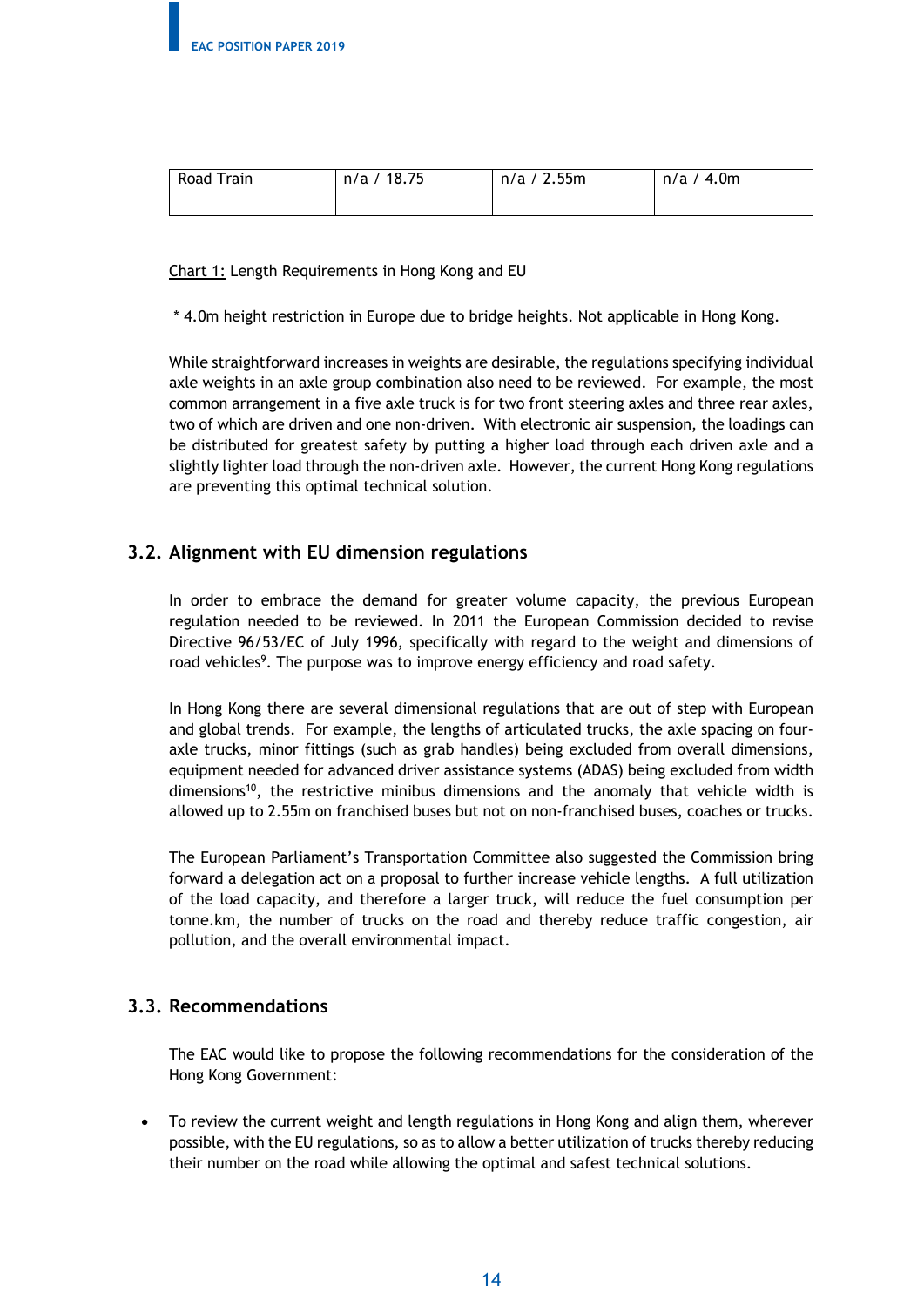| Road Train | n/a / 18.75 | n/a / 2.55m | n/a / 4.0m |
|---|---|---|---|

Chart 1: Length Requirements in Hong Kong and EU

\* 4.0m height restriction in Europe due to bridge heights. Not applicable in Hong Kong.

While straightforward increases in weights are desirable, the regulations specifying individual axle weights in an axle group combination also need to be reviewed. For example, the most common arrangement in a five axle truck is for two front steering axles and three rear axles, two of which are driven and one non-driven. With electronic air suspension, the loadings can be distributed for greatest safety by putting a higher load through each driven axle and a slightly lighter load through the non-driven axle. However, the current Hong Kong regulations are preventing this optimal technical solution.

## 3.2. Alignment with EU dimension regulations

In order to embrace the demand for greater volume capacity, the previous European regulation needed to be reviewed. In 2011 the European Commission decided to revise Directive 96/53/EC of July 1996, specifically with regard to the weight and dimensions of road vehicles[9]. The purpose was to improve energy efficiency and road safety.

In Hong Kong there are several dimensional regulations that are out of step with European and global trends. For example, the lengths of articulated trucks, the axle spacing on four-axle trucks, minor fittings (such as grab handles) being excluded from overall dimensions, equipment needed for advanced driver assistance systems (ADAS) being excluded from width dimensions[10], the restrictive minibus dimensions and the anomaly that vehicle width is allowed up to 2.55m on franchised buses but not on non-franchised buses, coaches or trucks.

The European Parliament's Transportation Committee also suggested the Commission bring forward a delegation act on a proposal to further increase vehicle lengths. A full utilization of the load capacity, and therefore a larger truck, will reduce the fuel consumption per tonne.km, the number of trucks on the road and thereby reduce traffic congestion, air pollution, and the overall environmental impact.

## 3.3. Recommendations

The EAC would like to propose the following recommendations for the consideration of the Hong Kong Government:

- To review the current weight and length regulations in Hong Kong and align them, wherever possible, with the EU regulations, so as to allow a better utilization of trucks thereby reducing their number on the road while allowing the optimal and safest technical solutions.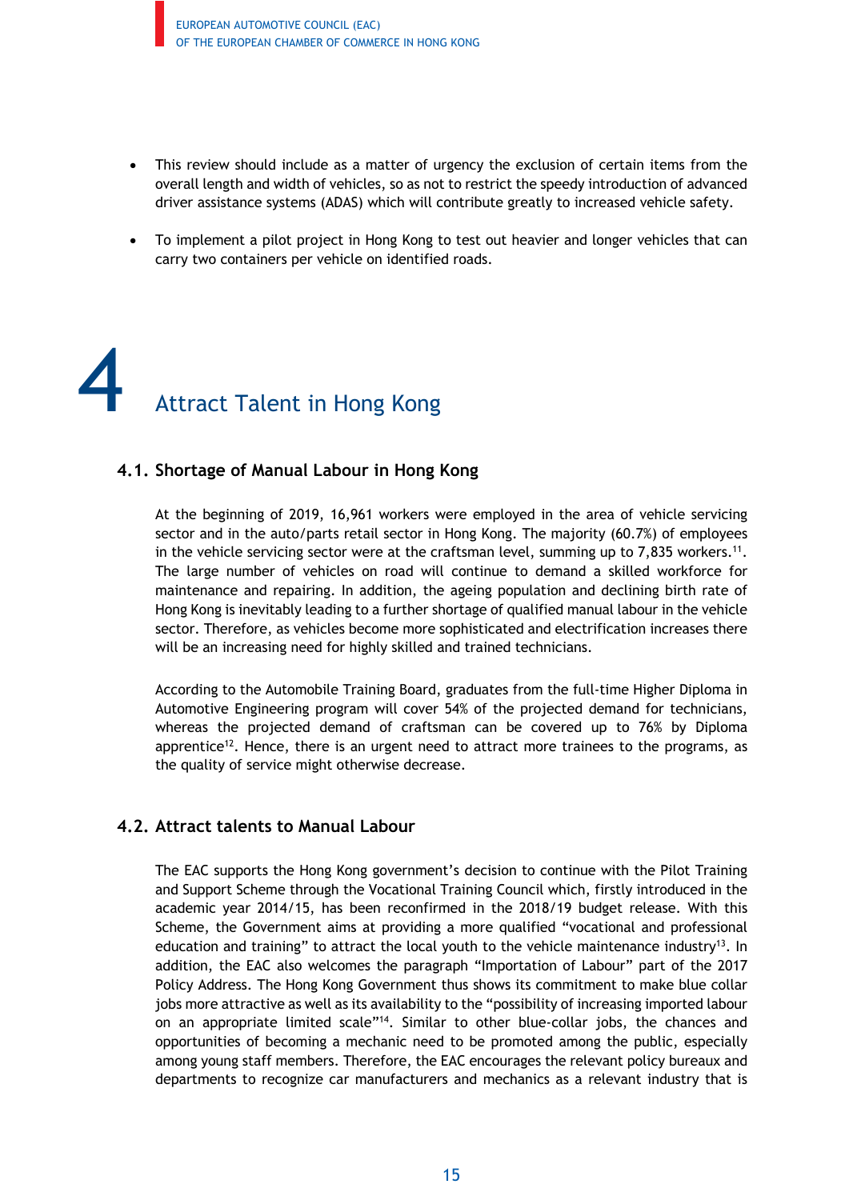- This review should include as a matter of urgency the exclusion of certain items from the overall length and width of vehicles, so as not to restrict the speedy introduction of advanced driver assistance systems (ADAS) which will contribute greatly to increased vehicle safety.

- To implement a pilot project in Hong Kong to test out heavier and longer vehicles that can carry two containers per vehicle on identified roads.

# 4 Attract Talent in Hong Kong

## 4.1. Shortage of Manual Labour in Hong Kong

At the beginning of 2019, 16,961 workers were employed in the area of vehicle servicing sector and in the auto/parts retail sector in Hong Kong. The majority (60.7%) of employees in the vehicle servicing sector were at the craftsman level, summing up to 7,835 workers.[11]. The large number of vehicles on road will continue to demand a skilled workforce for maintenance and repairing. In addition, the ageing population and declining birth rate of Hong Kong is inevitably leading to a further shortage of qualified manual labour in the vehicle sector. Therefore, as vehicles become more sophisticated and electrification increases there will be an increasing need for highly skilled and trained technicians.

According to the Automobile Training Board, graduates from the full-time Higher Diploma in Automotive Engineering program will cover 54% of the projected demand for technicians, whereas the projected demand of craftsman can be covered up to 76% by Diploma apprentice[12]. Hence, there is an urgent need to attract more trainees to the programs, as the quality of service might otherwise decrease.

## 4.2. Attract talents to Manual Labour

The EAC supports the Hong Kong government's decision to continue with the Pilot Training and Support Scheme through the Vocational Training Council which, firstly introduced in the academic year 2014/15, has been reconfirmed in the 2018/19 budget release. With this Scheme, the Government aims at providing a more qualified "vocational and professional education and training" to attract the local youth to the vehicle maintenance industry[13]. In addition, the EAC also welcomes the paragraph "Importation of Labour" part of the 2017 Policy Address. The Hong Kong Government thus shows its commitment to make blue collar jobs more attractive as well as its availability to the "possibility of increasing imported labour on an appropriate limited scale"[14]. Similar to other blue-collar jobs, the chances and opportunities of becoming a mechanic need to be promoted among the public, especially among young staff members. Therefore, the EAC encourages the relevant policy bureaux and departments to recognize car manufacturers and mechanics as a relevant industry that is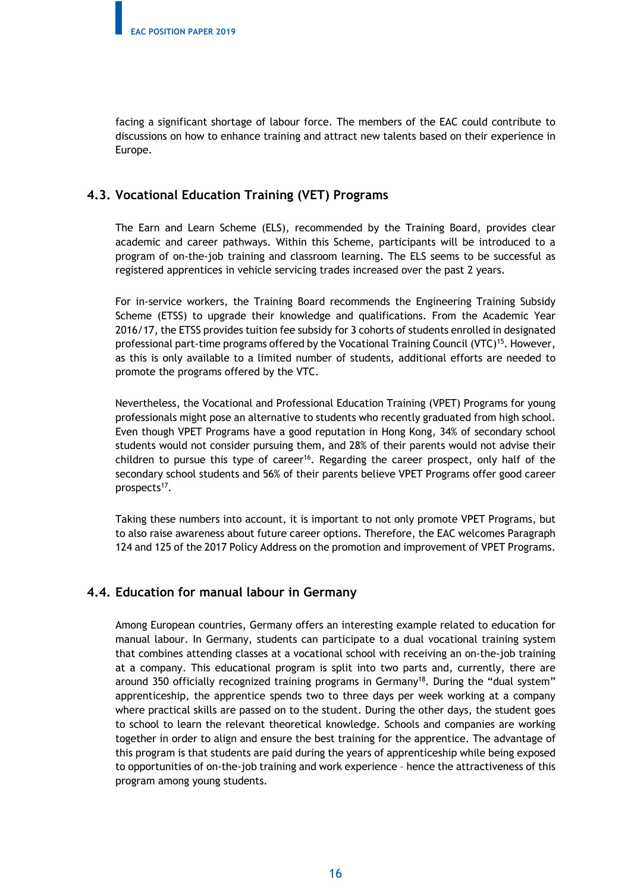facing a significant shortage of labour force. The members of the EAC could contribute to discussions on how to enhance training and attract new talents based on their experience in Europe.

## 4.3. Vocational Education Training (VET) Programs

The Earn and Learn Scheme (ELS), recommended by the Training Board, provides clear academic and career pathways. Within this Scheme, participants will be introduced to a program of on-the-job training and classroom learning. The ELS seems to be successful as registered apprentices in vehicle servicing trades increased over the past 2 years.

For in-service workers, the Training Board recommends the Engineering Training Subsidy Scheme (ETSS) to upgrade their knowledge and qualifications. From the Academic Year 2016/17, the ETSS provides tuition fee subsidy for 3 cohorts of students enrolled in designated professional part-time programs offered by the Vocational Training Council (VTC)[15]. However, as this is only available to a limited number of students, additional efforts are needed to promote the programs offered by the VTC.

Nevertheless, the Vocational and Professional Education Training (VPET) Programs for young professionals might pose an alternative to students who recently graduated from high school. Even though VPET Programs have a good reputation in Hong Kong, 34% of secondary school students would not consider pursuing them, and 28% of their parents would not advise their children to pursue this type of career[16]. Regarding the career prospect, only half of the secondary school students and 56% of their parents believe VPET Programs offer good career prospects[17].

Taking these numbers into account, it is important to not only promote VPET Programs, but to also raise awareness about future career options. Therefore, the EAC welcomes Paragraph 124 and 125 of the 2017 Policy Address on the promotion and improvement of VPET Programs.

## 4.4. Education for manual labour in Germany

Among European countries, Germany offers an interesting example related to education for manual labour. In Germany, students can participate to a dual vocational training system that combines attending classes at a vocational school with receiving an on-the-job training at a company. This educational program is split into two parts and, currently, there are around 350 officially recognized training programs in Germany[18]. During the "dual system" apprenticeship, the apprentice spends two to three days per week working at a company where practical skills are passed on to the student. During the other days, the student goes to school to learn the relevant theoretical knowledge. Schools and companies are working together in order to align and ensure the best training for the apprentice. The advantage of this program is that students are paid during the years of apprenticeship while being exposed to opportunities of on-the-job training and work experience – hence the attractiveness of this program among young students.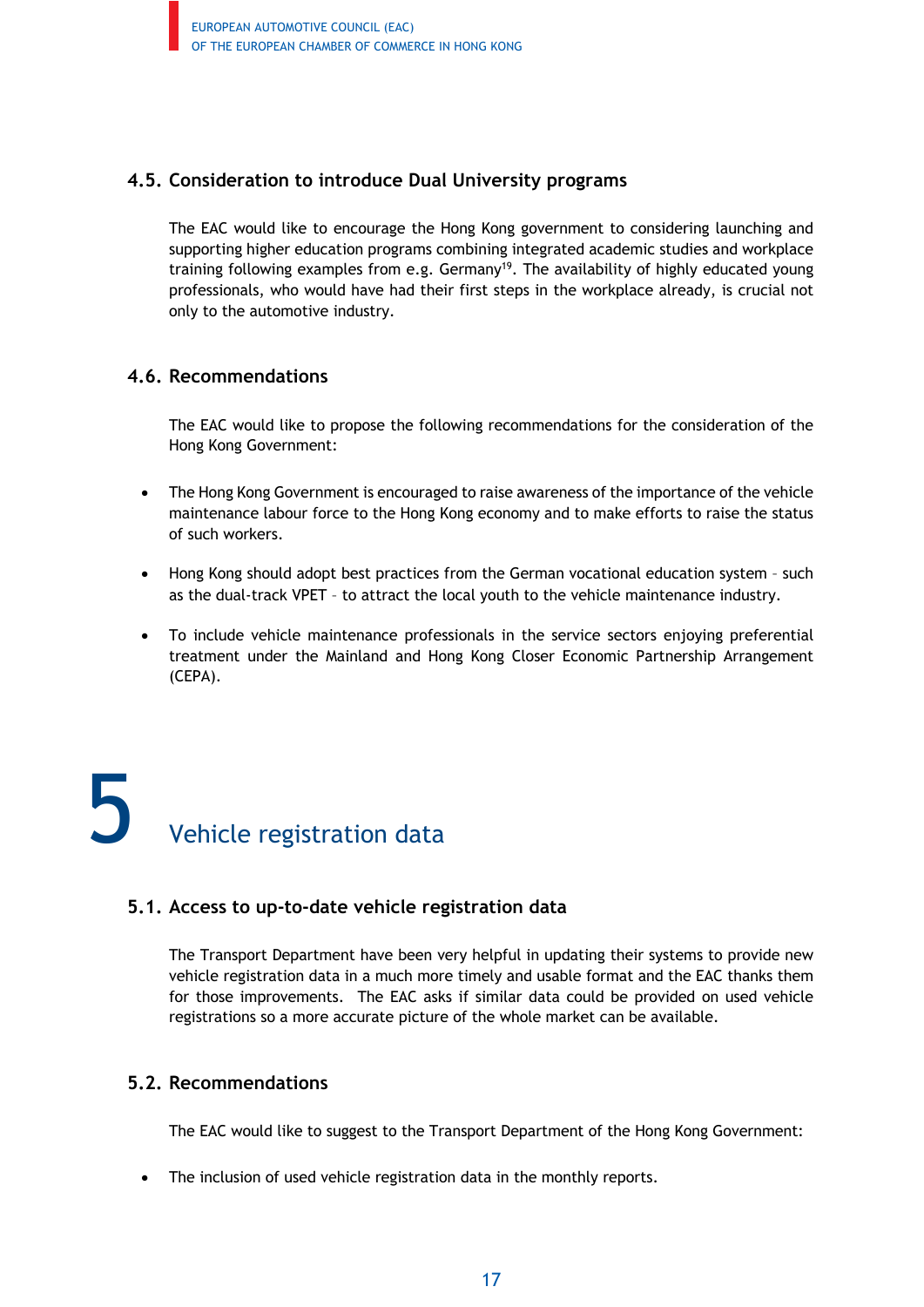### 4.5. Consideration to introduce Dual University programs

The EAC would like to encourage the Hong Kong government to considering launching and supporting higher education programs combining integrated academic studies and workplace training following examples from e.g. Germany[19]. The availability of highly educated young professionals, who would have had their first steps in the workplace already, is crucial not only to the automotive industry.

### 4.6. Recommendations

The EAC would like to propose the following recommendations for the consideration of the Hong Kong Government:

- The Hong Kong Government is encouraged to raise awareness of the importance of the vehicle maintenance labour force to the Hong Kong economy and to make efforts to raise the status of such workers.
- Hong Kong should adopt best practices from the German vocational education system – such as the dual-track VPET – to attract the local youth to the vehicle maintenance industry.
- To include vehicle maintenance professionals in the service sectors enjoying preferential treatment under the Mainland and Hong Kong Closer Economic Partnership Arrangement (CEPA).

# 5 Vehicle registration data

### 5.1. Access to up-to-date vehicle registration data

The Transport Department have been very helpful in updating their systems to provide new vehicle registration data in a much more timely and usable format and the EAC thanks them for those improvements. The EAC asks if similar data could be provided on used vehicle registrations so a more accurate picture of the whole market can be available.

### 5.2. Recommendations

The EAC would like to suggest to the Transport Department of the Hong Kong Government:

- The inclusion of used vehicle registration data in the monthly reports.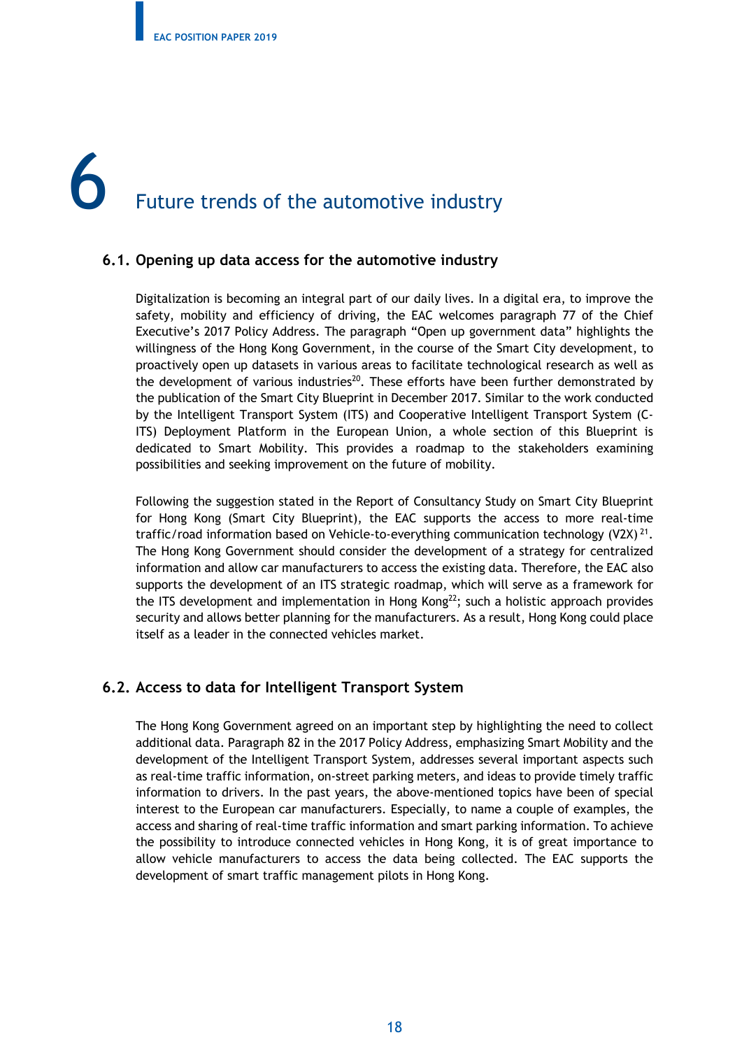# 6 Future trends of the automotive industry

## 6.1. Opening up data access for the automotive industry

Digitalization is becoming an integral part of our daily lives. In a digital era, to improve the safety, mobility and efficiency of driving, the EAC welcomes paragraph 77 of the Chief Executive's 2017 Policy Address. The paragraph "Open up government data" highlights the willingness of the Hong Kong Government, in the course of the Smart City development, to proactively open up datasets in various areas to facilitate technological research as well as the development of various industries[20]. These efforts have been further demonstrated by the publication of the Smart City Blueprint in December 2017. Similar to the work conducted by the Intelligent Transport System (ITS) and Cooperative Intelligent Transport System (C-ITS) Deployment Platform in the European Union, a whole section of this Blueprint is dedicated to Smart Mobility. This provides a roadmap to the stakeholders examining possibilities and seeking improvement on the future of mobility.

Following the suggestion stated in the Report of Consultancy Study on Smart City Blueprint for Hong Kong (Smart City Blueprint), the EAC supports the access to more real-time traffic/road information based on Vehicle-to-everything communication technology (V2X)[21]. The Hong Kong Government should consider the development of a strategy for centralized information and allow car manufacturers to access the existing data. Therefore, the EAC also supports the development of an ITS strategic roadmap, which will serve as a framework for the ITS development and implementation in Hong Kong[22]; such a holistic approach provides security and allows better planning for the manufacturers. As a result, Hong Kong could place itself as a leader in the connected vehicles market.

## 6.2. Access to data for Intelligent Transport System

The Hong Kong Government agreed on an important step by highlighting the need to collect additional data. Paragraph 82 in the 2017 Policy Address, emphasizing Smart Mobility and the development of the Intelligent Transport System, addresses several important aspects such as real-time traffic information, on-street parking meters, and ideas to provide timely traffic information to drivers. In the past years, the above-mentioned topics have been of special interest to the European car manufacturers. Especially, to name a couple of examples, the access and sharing of real-time traffic information and smart parking information. To achieve the possibility to introduce connected vehicles in Hong Kong, it is of great importance to allow vehicle manufacturers to access the data being collected. The EAC supports the development of smart traffic management pilots in Hong Kong.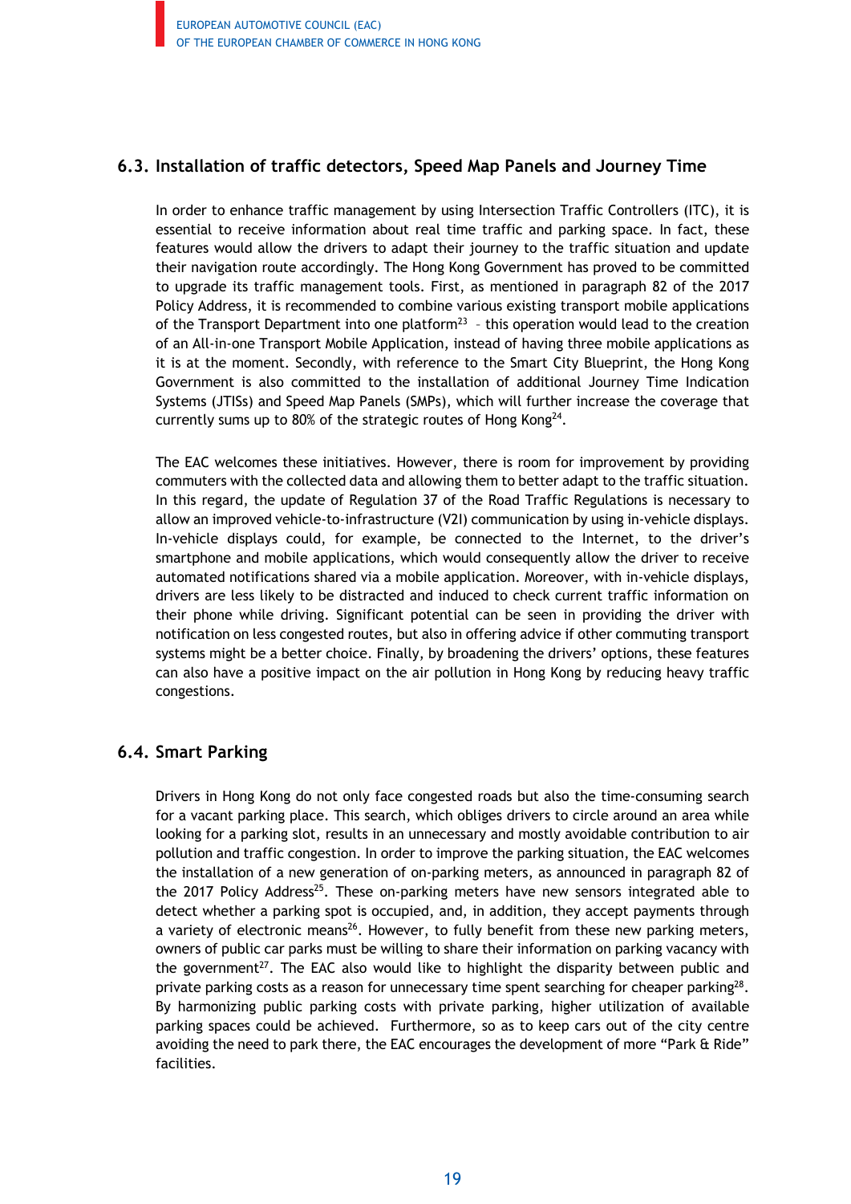## 6.3. Installation of traffic detectors, Speed Map Panels and Journey Time

In order to enhance traffic management by using Intersection Traffic Controllers (ITC), it is essential to receive information about real time traffic and parking space. In fact, these features would allow the drivers to adapt their journey to the traffic situation and update their navigation route accordingly. The Hong Kong Government has proved to be committed to upgrade its traffic management tools. First, as mentioned in paragraph 82 of the 2017 Policy Address, it is recommended to combine various existing transport mobile applications of the Transport Department into one platform[23] – this operation would lead to the creation of an All-in-one Transport Mobile Application, instead of having three mobile applications as it is at the moment. Secondly, with reference to the Smart City Blueprint, the Hong Kong Government is also committed to the installation of additional Journey Time Indication Systems (JTISs) and Speed Map Panels (SMPs), which will further increase the coverage that currently sums up to 80% of the strategic routes of Hong Kong[24].

The EAC welcomes these initiatives. However, there is room for improvement by providing commuters with the collected data and allowing them to better adapt to the traffic situation. In this regard, the update of Regulation 37 of the Road Traffic Regulations is necessary to allow an improved vehicle-to-infrastructure (V2I) communication by using in-vehicle displays. In-vehicle displays could, for example, be connected to the Internet, to the driver's smartphone and mobile applications, which would consequently allow the driver to receive automated notifications shared via a mobile application. Moreover, with in-vehicle displays, drivers are less likely to be distracted and induced to check current traffic information on their phone while driving. Significant potential can be seen in providing the driver with notification on less congested routes, but also in offering advice if other commuting transport systems might be a better choice. Finally, by broadening the drivers' options, these features can also have a positive impact on the air pollution in Hong Kong by reducing heavy traffic congestions.

## 6.4. Smart Parking

Drivers in Hong Kong do not only face congested roads but also the time-consuming search for a vacant parking place. This search, which obliges drivers to circle around an area while looking for a parking slot, results in an unnecessary and mostly avoidable contribution to air pollution and traffic congestion. In order to improve the parking situation, the EAC welcomes the installation of a new generation of on-parking meters, as announced in paragraph 82 of the 2017 Policy Address[25]. These on-parking meters have new sensors integrated able to detect whether a parking spot is occupied, and, in addition, they accept payments through a variety of electronic means[26]. However, to fully benefit from these new parking meters, owners of public car parks must be willing to share their information on parking vacancy with the government[27]. The EAC also would like to highlight the disparity between public and private parking costs as a reason for unnecessary time spent searching for cheaper parking[28]. By harmonizing public parking costs with private parking, higher utilization of available parking spaces could be achieved. Furthermore, so as to keep cars out of the city centre avoiding the need to park there, the EAC encourages the development of more "Park & Ride" facilities.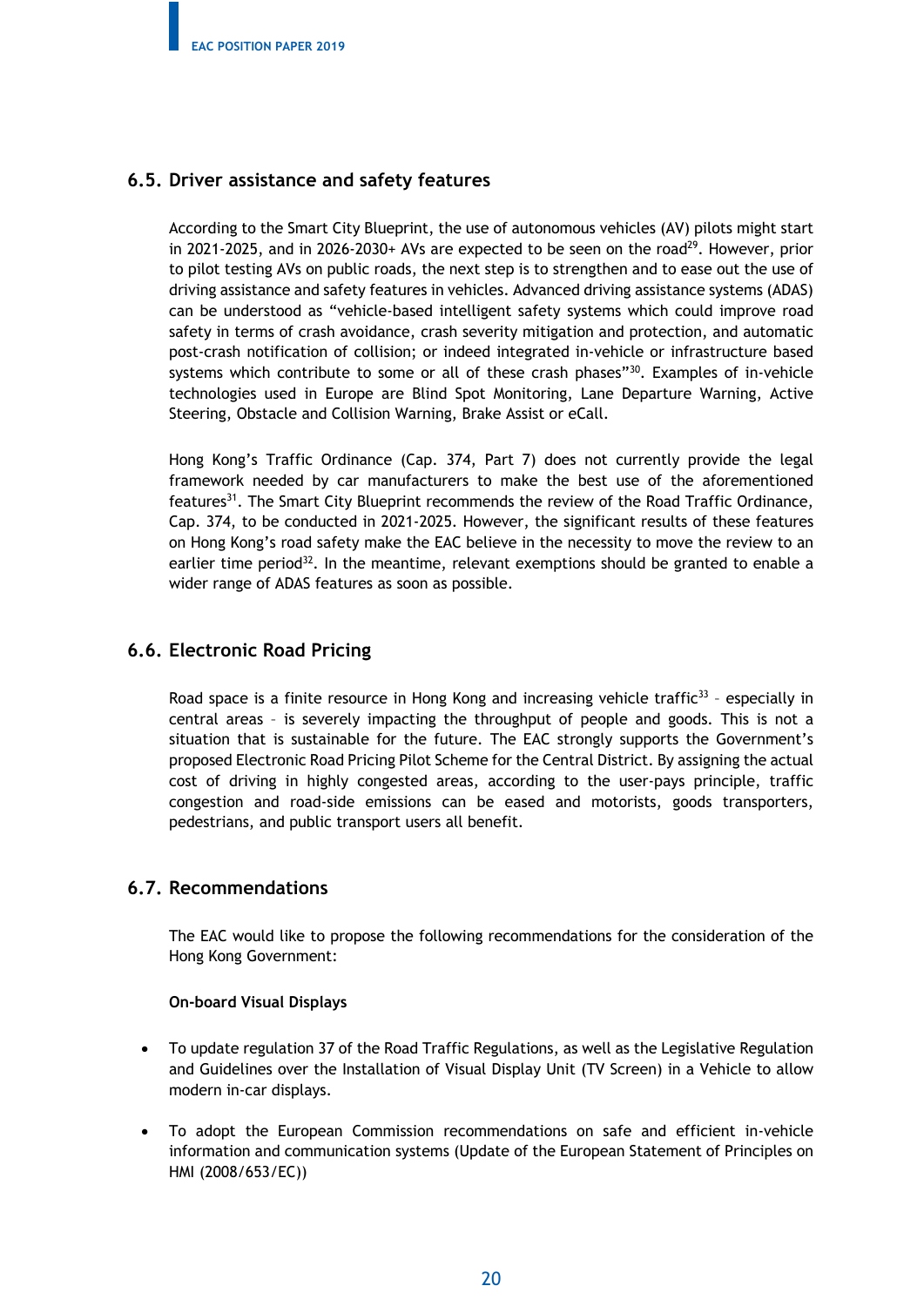## 6.5. Driver assistance and safety features

According to the Smart City Blueprint, the use of autonomous vehicles (AV) pilots might start in 2021-2025, and in 2026-2030+ AVs are expected to be seen on the road[29]. However, prior to pilot testing AVs on public roads, the next step is to strengthen and to ease out the use of driving assistance and safety features in vehicles. Advanced driving assistance systems (ADAS) can be understood as "vehicle-based intelligent safety systems which could improve road safety in terms of crash avoidance, crash severity mitigation and protection, and automatic post-crash notification of collision; or indeed integrated in-vehicle or infrastructure based systems which contribute to some or all of these crash phases"[30]. Examples of in-vehicle technologies used in Europe are Blind Spot Monitoring, Lane Departure Warning, Active Steering, Obstacle and Collision Warning, Brake Assist or eCall.

Hong Kong's Traffic Ordinance (Cap. 374, Part 7) does not currently provide the legal framework needed by car manufacturers to make the best use of the aforementioned features[31]. The Smart City Blueprint recommends the review of the Road Traffic Ordinance, Cap. 374, to be conducted in 2021-2025. However, the significant results of these features on Hong Kong's road safety make the EAC believe in the necessity to move the review to an earlier time period[32]. In the meantime, relevant exemptions should be granted to enable a wider range of ADAS features as soon as possible.

## 6.6. Electronic Road Pricing

Road space is a finite resource in Hong Kong and increasing vehicle traffic[33] – especially in central areas – is severely impacting the throughput of people and goods. This is not a situation that is sustainable for the future. The EAC strongly supports the Government's proposed Electronic Road Pricing Pilot Scheme for the Central District. By assigning the actual cost of driving in highly congested areas, according to the user-pays principle, traffic congestion and road-side emissions can be eased and motorists, goods transporters, pedestrians, and public transport users all benefit.

## 6.7. Recommendations

The EAC would like to propose the following recommendations for the consideration of the Hong Kong Government:

**On-board Visual Displays**

- To update regulation 37 of the Road Traffic Regulations, as well as the Legislative Regulation and Guidelines over the Installation of Visual Display Unit (TV Screen) in a Vehicle to allow modern in-car displays.
- To adopt the European Commission recommendations on safe and efficient in-vehicle information and communication systems (Update of the European Statement of Principles on HMI (2008/653/EC))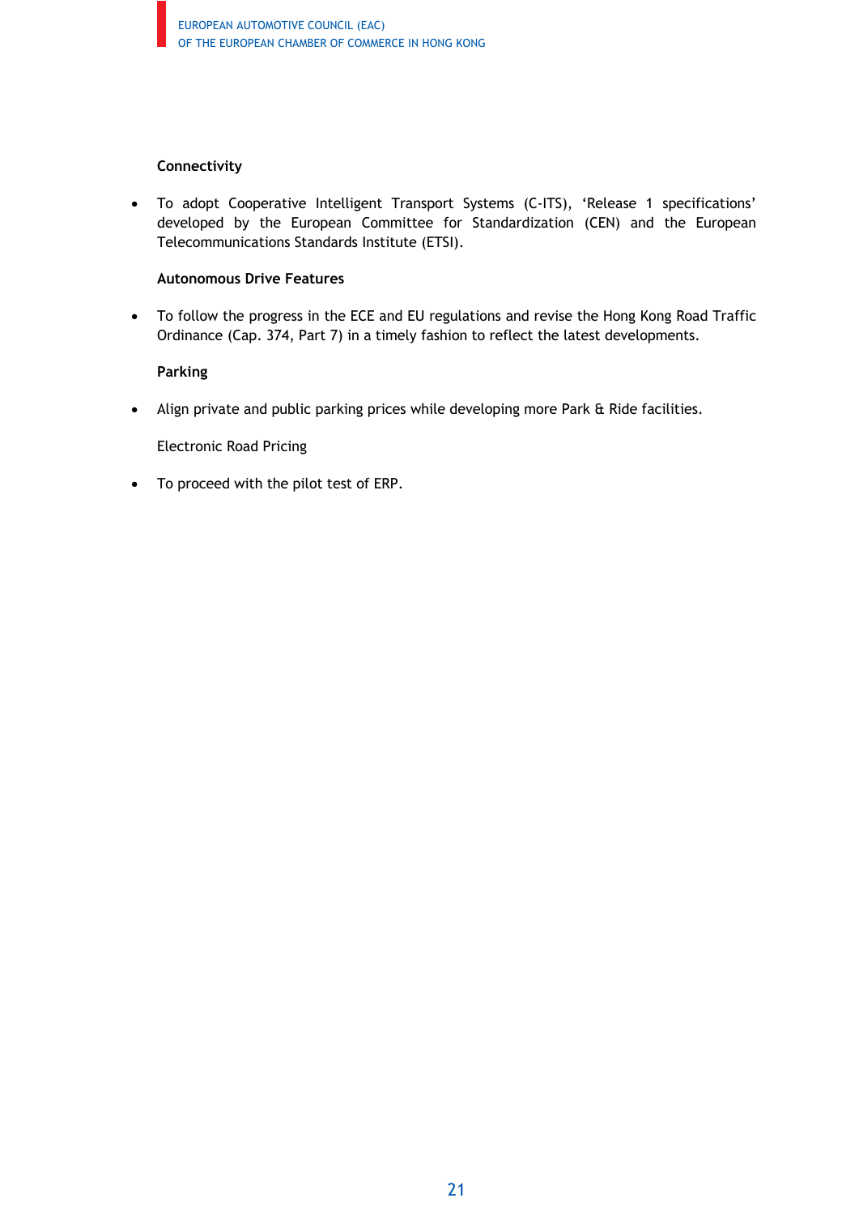**Connectivity**

- To adopt Cooperative Intelligent Transport Systems (C-ITS), 'Release 1 specifications' developed by the European Committee for Standardization (CEN) and the European Telecommunications Standards Institute (ETSI).

**Autonomous Drive Features**

- To follow the progress in the ECE and EU regulations and revise the Hong Kong Road Traffic Ordinance (Cap. 374, Part 7) in a timely fashion to reflect the latest developments.

**Parking**

- Align private and public parking prices while developing more Park & Ride facilities.

Electronic Road Pricing

- To proceed with the pilot test of ERP.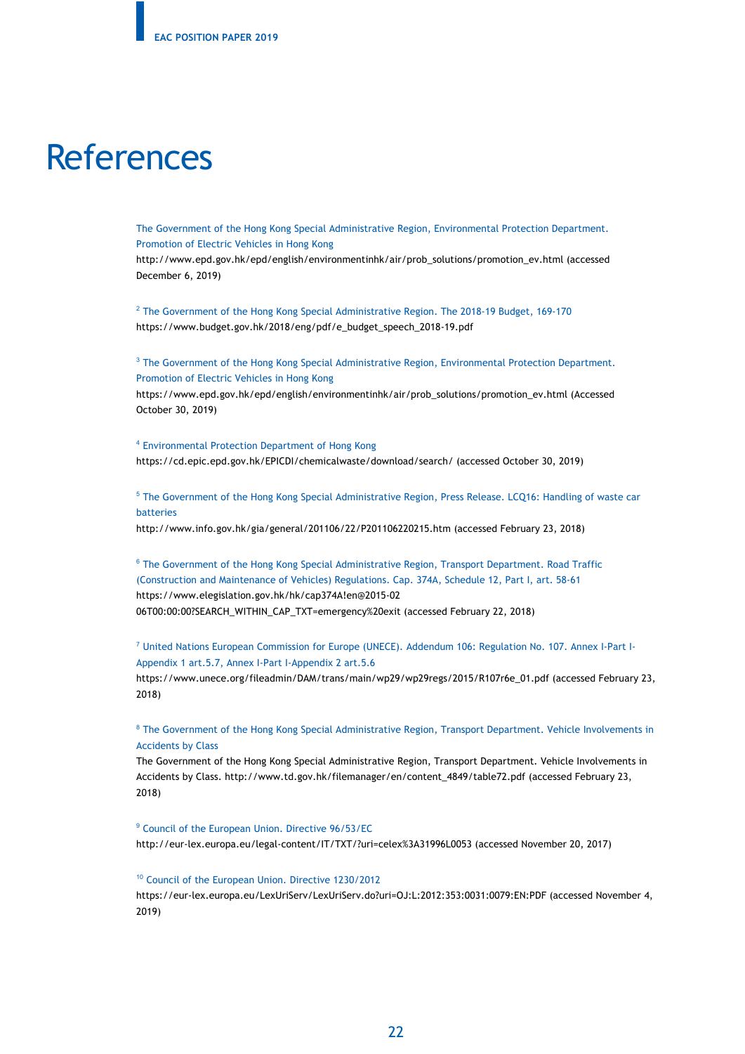# References

The Government of the Hong Kong Special Administrative Region, Environmental Protection Department. Promotion of Electric Vehicles in Hong Kong
http://www.epd.gov.hk/epd/english/environmentinhk/air/prob_solutions/promotion_ev.html (accessed December 6, 2019)

[2] The Government of the Hong Kong Special Administrative Region. The 2018-19 Budget, 169-170
https://www.budget.gov.hk/2018/eng/pdf/e_budget_speech_2018-19.pdf

[3] The Government of the Hong Kong Special Administrative Region, Environmental Protection Department. Promotion of Electric Vehicles in Hong Kong
https://www.epd.gov.hk/epd/english/environmentinhk/air/prob_solutions/promotion_ev.html (Accessed October 30, 2019)

[4] Environmental Protection Department of Hong Kong
https://cd.epic.epd.gov.hk/EPICDI/chemicalwaste/download/search/ (accessed October 30, 2019)

[5] The Government of the Hong Kong Special Administrative Region, Press Release. LCQ16: Handling of waste car batteries
http://www.info.gov.hk/gia/general/201106/22/P201106220215.htm (accessed February 23, 2018)

[6] The Government of the Hong Kong Special Administrative Region, Transport Department. Road Traffic (Construction and Maintenance of Vehicles) Regulations. Cap. 374A, Schedule 12, Part I, art. 58-61
https://www.elegislation.gov.hk/hk/cap374A!en@2015-02 06T00:00:00?SEARCH_WITHIN_CAP_TXT=emergency%20exit (accessed February 22, 2018)

[7] United Nations European Commission for Europe (UNECE). Addendum 106: Regulation No. 107. Annex I-Part I-Appendix 1 art.5.7, Annex I-Part I-Appendix 2 art.5.6
https://www.unece.org/fileadmin/DAM/trans/main/wp29/wp29regs/2015/R107r6e_01.pdf (accessed February 23, 2018)

[8] The Government of the Hong Kong Special Administrative Region, Transport Department. Vehicle Involvements in Accidents by Class
The Government of the Hong Kong Special Administrative Region, Transport Department. Vehicle Involvements in Accidents by Class. http://www.td.gov.hk/filemanager/en/content_4849/table72.pdf (accessed February 23, 2018)

[9] Council of the European Union. Directive 96/53/EC
http://eur-lex.europa.eu/legal-content/IT/TXT/?uri=celex%3A31996L0053 (accessed November 20, 2017)

[10] Council of the European Union. Directive 1230/2012
https://eur-lex.europa.eu/LexUriServ/LexUriServ.do?uri=OJ:L:2012:353:0031:0079:EN:PDF (accessed November 4, 2019)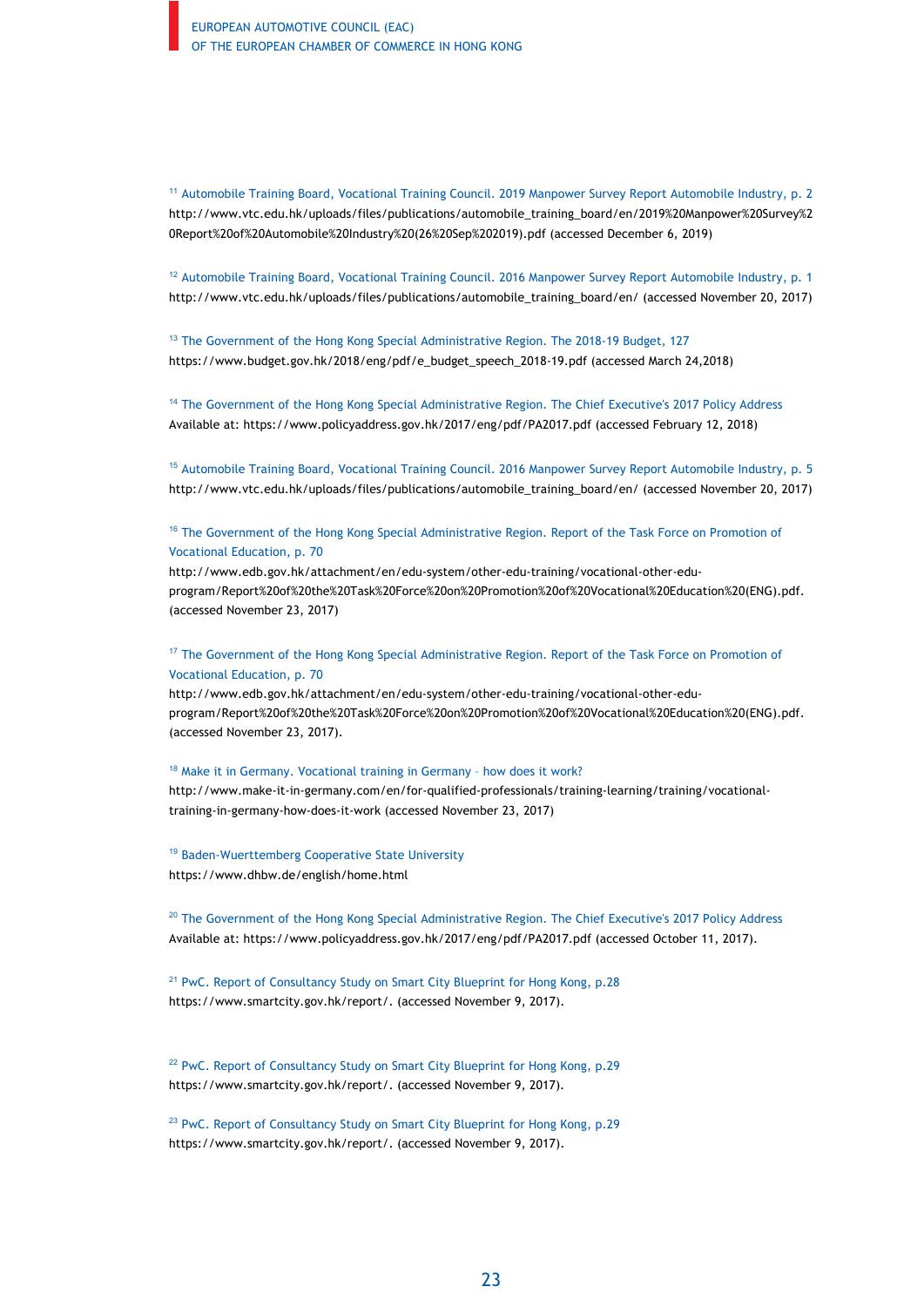[11] Automobile Training Board, Vocational Training Council. 2019 Manpower Survey Report Automobile Industry, p. 2
http://www.vtc.edu.hk/uploads/files/publications/automobile_training_board/en/2019%20Manpower%20Survey%20Report%20of%20Automobile%20Industry%20(26%20Sep%202019).pdf (accessed December 6, 2019)

[12] Automobile Training Board, Vocational Training Council. 2016 Manpower Survey Report Automobile Industry, p. 1
http://www.vtc.edu.hk/uploads/files/publications/automobile_training_board/en/ (accessed November 20, 2017)

[13] The Government of the Hong Kong Special Administrative Region. The 2018-19 Budget, 127
https://www.budget.gov.hk/2018/eng/pdf/e_budget_speech_2018-19.pdf (accessed March 24,2018)

[14] The Government of the Hong Kong Special Administrative Region. The Chief Executive's 2017 Policy Address
Available at: https://www.policyaddress.gov.hk/2017/eng/pdf/PA2017.pdf (accessed February 12, 2018)

[15] Automobile Training Board, Vocational Training Council. 2016 Manpower Survey Report Automobile Industry, p. 5
http://www.vtc.edu.hk/uploads/files/publications/automobile_training_board/en/ (accessed November 20, 2017)

[16] The Government of the Hong Kong Special Administrative Region. Report of the Task Force on Promotion of Vocational Education, p. 70
http://www.edb.gov.hk/attachment/en/edu-system/other-edu-training/vocational-other-edu-program/Report%20of%20the%20Task%20Force%20on%20Promotion%20of%20Vocational%20Education%20(ENG).pdf. (accessed November 23, 2017)

[17] The Government of the Hong Kong Special Administrative Region. Report of the Task Force on Promotion of Vocational Education, p. 70
http://www.edb.gov.hk/attachment/en/edu-system/other-edu-training/vocational-other-edu-program/Report%20of%20the%20Task%20Force%20on%20Promotion%20of%20Vocational%20Education%20(ENG).pdf. (accessed November 23, 2017).

[18] Make it in Germany. Vocational training in Germany – how does it work?
http://www.make-it-in-germany.com/en/for-qualified-professionals/training-learning/training/vocational-training-in-germany-how-does-it-work (accessed November 23, 2017)

[19] Baden-Wuerttemberg Cooperative State University
https://www.dhbw.de/english/home.html

[20] The Government of the Hong Kong Special Administrative Region. The Chief Executive's 2017 Policy Address
Available at: https://www.policyaddress.gov.hk/2017/eng/pdf/PA2017.pdf (accessed October 11, 2017).

[21] PwC. Report of Consultancy Study on Smart City Blueprint for Hong Kong, p.28
https://www.smartcity.gov.hk/report/. (accessed November 9, 2017).

[22] PwC. Report of Consultancy Study on Smart City Blueprint for Hong Kong, p.29
https://www.smartcity.gov.hk/report/. (accessed November 9, 2017).

[23] PwC. Report of Consultancy Study on Smart City Blueprint for Hong Kong, p.29
https://www.smartcity.gov.hk/report/. (accessed November 9, 2017).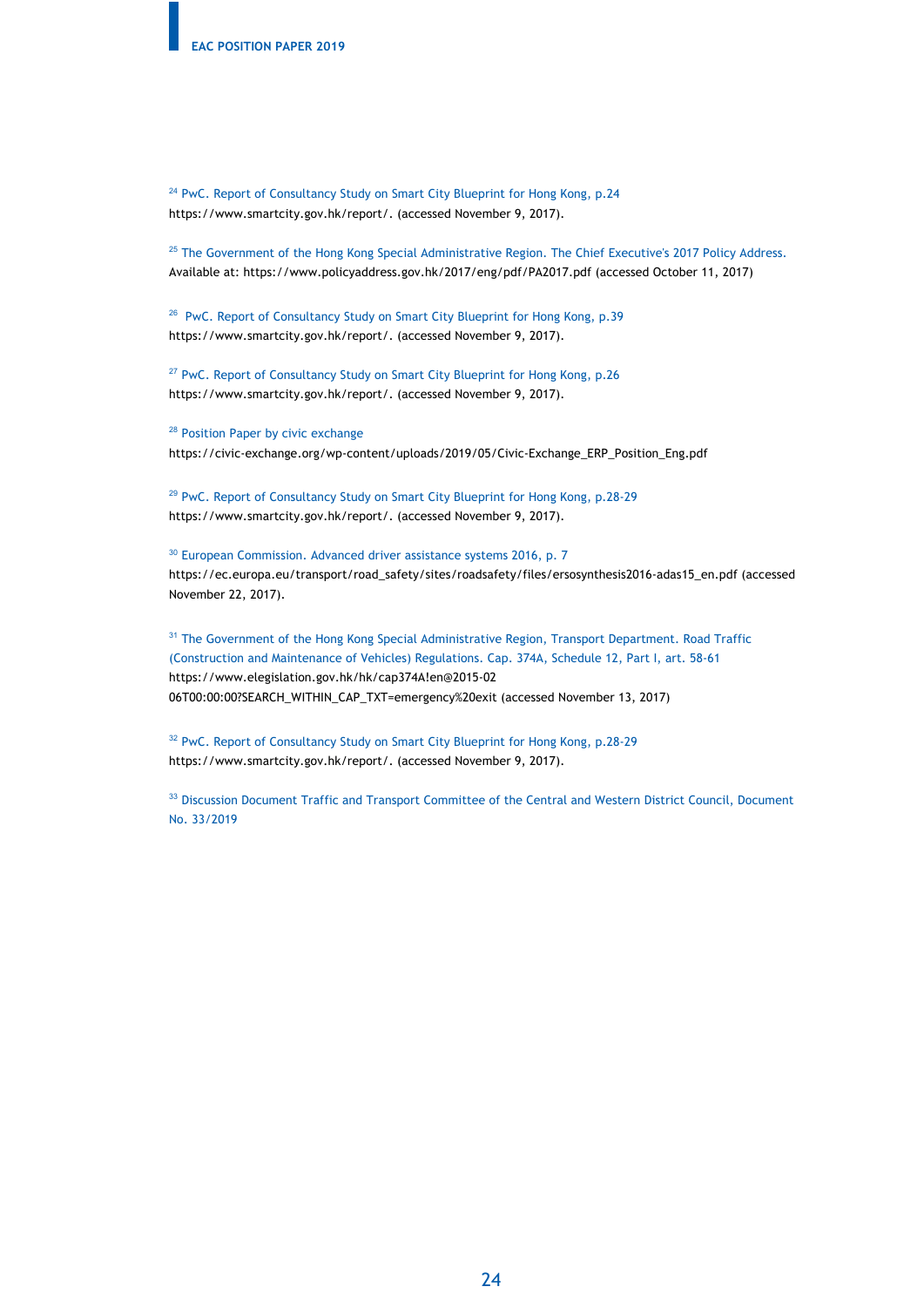[24] PwC. Report of Consultancy Study on Smart City Blueprint for Hong Kong, p.24
https://www.smartcity.gov.hk/report/. (accessed November 9, 2017).

[25] The Government of the Hong Kong Special Administrative Region. The Chief Executive's 2017 Policy Address.
Available at: https://www.policyaddress.gov.hk/2017/eng/pdf/PA2017.pdf (accessed October 11, 2017)

[26] PwC. Report of Consultancy Study on Smart City Blueprint for Hong Kong, p.39
https://www.smartcity.gov.hk/report/. (accessed November 9, 2017).

[27] PwC. Report of Consultancy Study on Smart City Blueprint for Hong Kong, p.26
https://www.smartcity.gov.hk/report/. (accessed November 9, 2017).

[28] Position Paper by civic exchange
https://civic-exchange.org/wp-content/uploads/2019/05/Civic-Exchange_ERP_Position_Eng.pdf

[29] PwC. Report of Consultancy Study on Smart City Blueprint for Hong Kong, p.28-29
https://www.smartcity.gov.hk/report/. (accessed November 9, 2017).

[30] European Commission. Advanced driver assistance systems 2016, p. 7
https://ec.europa.eu/transport/road_safety/sites/roadsafety/files/ersosynthesis2016-adas15_en.pdf (accessed November 22, 2017).

[31] The Government of the Hong Kong Special Administrative Region, Transport Department. Road Traffic (Construction and Maintenance of Vehicles) Regulations. Cap. 374A, Schedule 12, Part I, art. 58-61
https://www.elegislation.gov.hk/hk/cap374A!en@2015-02
06T00:00:00?SEARCH_WITHIN_CAP_TXT=emergency%20exit (accessed November 13, 2017)

[32] PwC. Report of Consultancy Study on Smart City Blueprint for Hong Kong, p.28-29
https://www.smartcity.gov.hk/report/. (accessed November 9, 2017).

[33] Discussion Document Traffic and Transport Committee of the Central and Western District Council, Document No. 33/2019